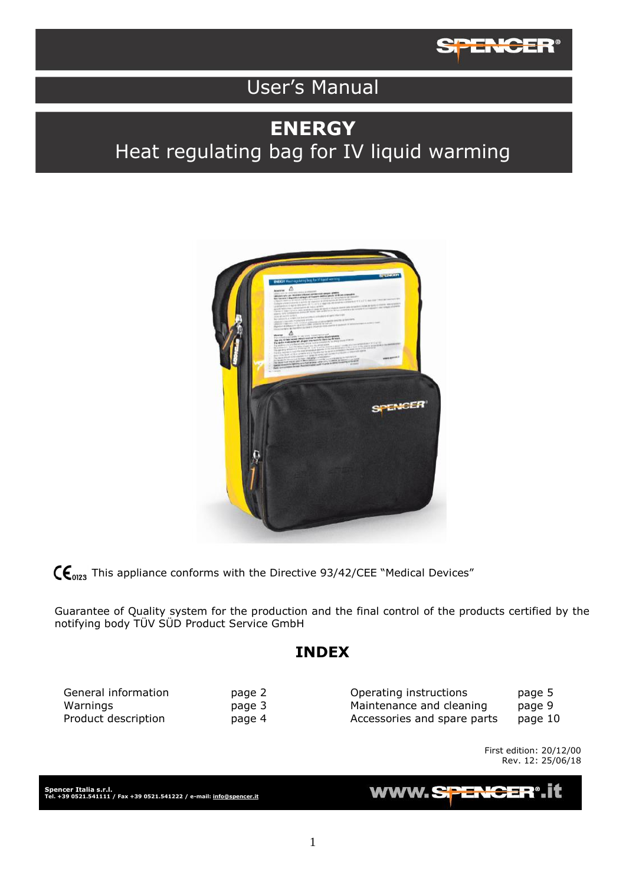SPENCER®

# User's Manual

# ENERGY

## Heat regulating bag for IV liquid warming

CE 0123 This appliance conforms with the Directive 93/42/CEE "Medical Devices"

Guarantee of Quality system for the production and the final control of the products certified by the notifying body TÜV SÜD Product Service GmbH

## INDEX

| | | | |
|---|---|---|---|
| General information | page 2 | Operating instructions | page 5 |
| Warnings | page 3 | Maintenance and cleaning | page 9 |
| Product description | page 4 | Accessories and spare parts | page 10 |

First edition: 20/12/00
Rev. 12: 25/06/18

**Spencer Italia s.r.l.**
**Tel. +39 0521.541111 / Fax +39 0521.541222 / e-mail: info@spencer.it**

www.SPENCER®.it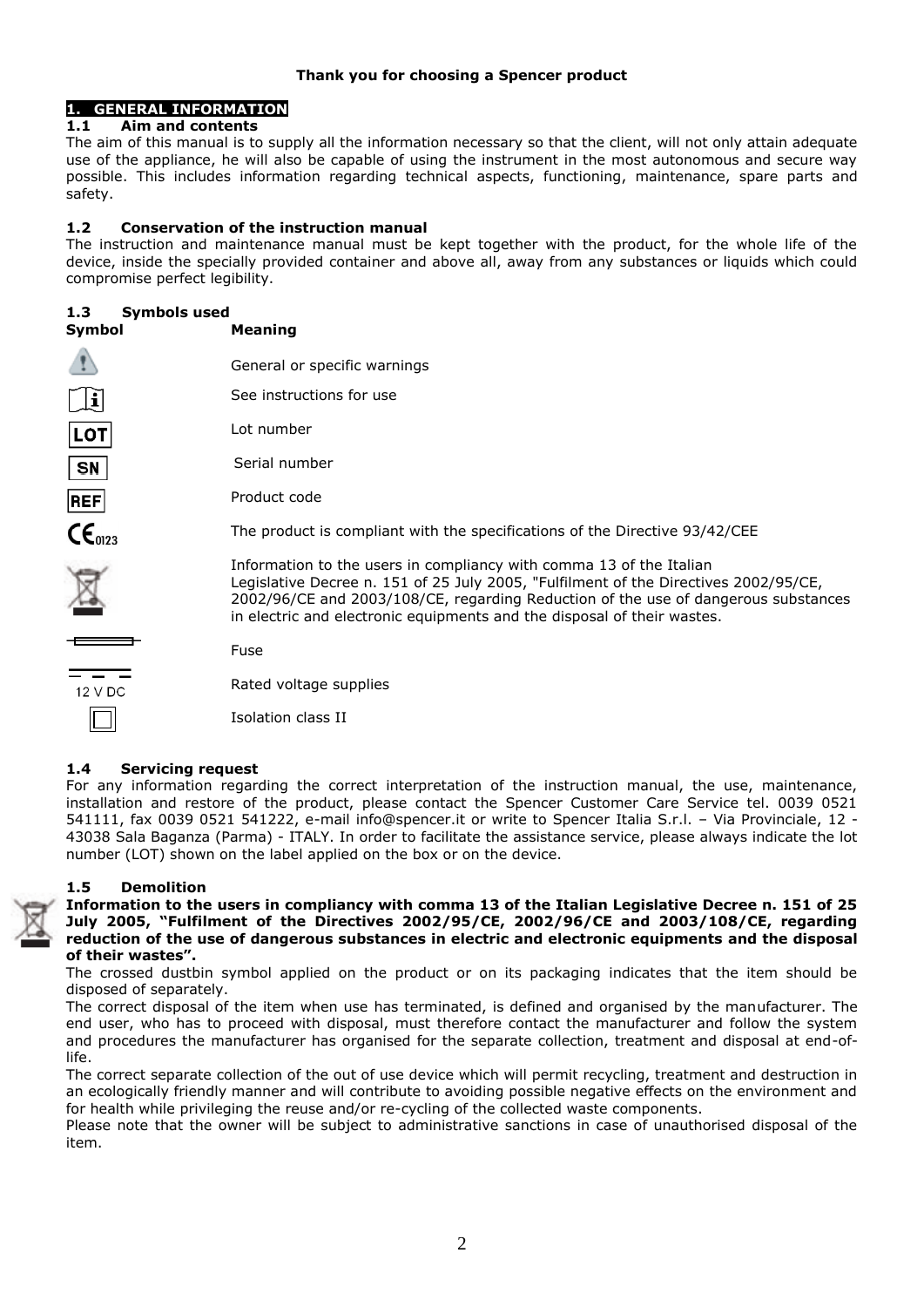**Thank you for choosing a Spencer product**

## 1. GENERAL INFORMATION

### 1.1 Aim and contents

The aim of this manual is to supply all the information necessary so that the client, will not only attain adequate use of the appliance, he will also be capable of using the instrument in the most autonomous and secure way possible. This includes information regarding technical aspects, functioning, maintenance, spare parts and safety.

### 1.2 Conservation of the instruction manual

The instruction and maintenance manual must be kept together with the product, for the whole life of the device, inside the specially provided container and above all, away from any substances or liquids which could compromise perfect legibility.

### 1.3 Symbols used

| Symbol | Meaning |
|---|---|
| ⚠ | General or specific warnings |
| 📖i | See instructions for use |
| LOT | Lot number |
| SN | Serial number |
| REF | Product code |
| CE 0123 | The product is compliant with the specifications of the Directive 93/42/CEE |
| Crossed dustbin | Information to the users in compliancy with comma 13 of the Italian Legislative Decree n. 151 of 25 July 2005, "Fulfilment of the Directives 2002/95/CE, 2002/96/CE and 2003/108/CE, regarding Reduction of the use of dangerous substances in electric and electronic equipments and the disposal of their wastes. |
| Fuse symbol | Fuse |
| 12 V DC | Rated voltage supplies |
| ▣ | Isolation class II |

### 1.4 Servicing request

For any information regarding the correct interpretation of the instruction manual, the use, maintenance, installation and restore of the product, please contact the Spencer Customer Care Service tel. 0039 0521 541111, fax 0039 0521 541222, e-mail info@spencer.it or write to Spencer Italia S.r.l. – Via Provinciale, 12 - 43038 Sala Baganza (Parma) - ITALY. In order to facilitate the assistance service, please always indicate the lot number (LOT) shown on the label applied on the box or on the device.

### 1.5 Demolition

**Information to the users in compliancy with comma 13 of the Italian Legislative Decree n. 151 of 25 July 2005, "Fulfilment of the Directives 2002/95/CE, 2002/96/CE and 2003/108/CE, regarding reduction of the use of dangerous substances in electric and electronic equipments and the disposal of their wastes".**

The crossed dustbin symbol applied on the product or on its packaging indicates that the item should be disposed of separately.

The correct disposal of the item when use has terminated, is defined and organised by the manufacturer. The end user, who has to proceed with disposal, must therefore contact the manufacturer and follow the system and procedures the manufacturer has organised for the separate collection, treatment and disposal at end-of-life.

The correct separate collection of the out of use device which will permit recycling, treatment and destruction in an ecologically friendly manner and will contribute to avoiding possible negative effects on the environment and for health while privileging the reuse and/or re-cycling of the collected waste components.

Please note that the owner will be subject to administrative sanctions in case of unauthorised disposal of the item.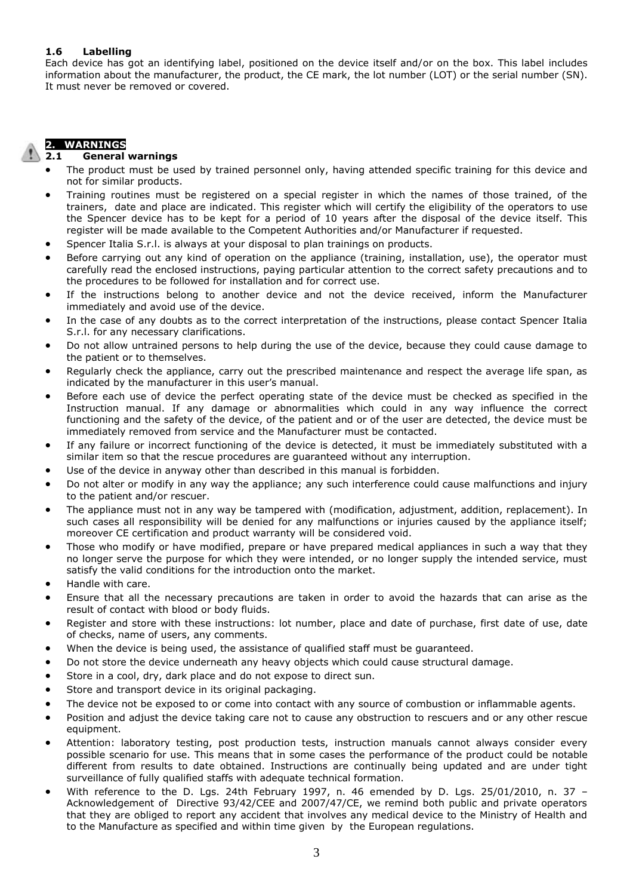### 1.6 Labelling

Each device has got an identifying label, positioned on the device itself and/or on the box. This label includes information about the manufacturer, the product, the CE mark, the lot number (LOT) or the serial number (SN). It must never be removed or covered.

## 2. WARNINGS

### 2.1 General warnings

- The product must be used by trained personnel only, having attended specific training for this device and not for similar products.
- Training routines must be registered on a special register in which the names of those trained, of the trainers, date and place are indicated. This register which will certify the eligibility of the operators to use the Spencer device has to be kept for a period of 10 years after the disposal of the device itself. This register will be made available to the Competent Authorities and/or Manufacturer if requested.
- Spencer Italia S.r.l. is always at your disposal to plan trainings on products.
- Before carrying out any kind of operation on the appliance (training, installation, use), the operator must carefully read the enclosed instructions, paying particular attention to the correct safety precautions and to the procedures to be followed for installation and for correct use.
- If the instructions belong to another device and not the device received, inform the Manufacturer immediately and avoid use of the device.
- In the case of any doubts as to the correct interpretation of the instructions, please contact Spencer Italia S.r.l. for any necessary clarifications.
- Do not allow untrained persons to help during the use of the device, because they could cause damage to the patient or to themselves.
- Regularly check the appliance, carry out the prescribed maintenance and respect the average life span, as indicated by the manufacturer in this user's manual.
- Before each use of device the perfect operating state of the device must be checked as specified in the Instruction manual. If any damage or abnormalities which could in any way influence the correct functioning and the safety of the device, of the patient and or of the user are detected, the device must be immediately removed from service and the Manufacturer must be contacted.
- If any failure or incorrect functioning of the device is detected, it must be immediately substituted with a similar item so that the rescue procedures are guaranteed without any interruption.
- Use of the device in anyway other than described in this manual is forbidden.
- Do not alter or modify in any way the appliance; any such interference could cause malfunctions and injury to the patient and/or rescuer.
- The appliance must not in any way be tampered with (modification, adjustment, addition, replacement). In such cases all responsibility will be denied for any malfunctions or injuries caused by the appliance itself; moreover CE certification and product warranty will be considered void.
- Those who modify or have modified, prepare or have prepared medical appliances in such a way that they no longer serve the purpose for which they were intended, or no longer supply the intended service, must satisfy the valid conditions for the introduction onto the market.
- Handle with care.
- Ensure that all the necessary precautions are taken in order to avoid the hazards that can arise as the result of contact with blood or body fluids.
- Register and store with these instructions: lot number, place and date of purchase, first date of use, date of checks, name of users, any comments.
- When the device is being used, the assistance of qualified staff must be guaranteed.
- Do not store the device underneath any heavy objects which could cause structural damage.
- Store in a cool, dry, dark place and do not expose to direct sun.
- Store and transport device in its original packaging.
- The device not be exposed to or come into contact with any source of combustion or inflammable agents.
- Position and adjust the device taking care not to cause any obstruction to rescuers and or any other rescue equipment.
- Attention: laboratory testing, post production tests, instruction manuals cannot always consider every possible scenario for use. This means that in some cases the performance of the product could be notable different from results to date obtained. Instructions are continually being updated and are under tight surveillance of fully qualified staffs with adequate technical formation.
- With reference to the D. Lgs. 24th February 1997, n. 46 emended by D. Lgs. 25/01/2010, n. 37 – Acknowledgement of Directive 93/42/CEE and 2007/47/CE, we remind both public and private operators that they are obliged to report any accident that involves any medical device to the Ministry of Health and to the Manufacture as specified and within time given by the European regulations.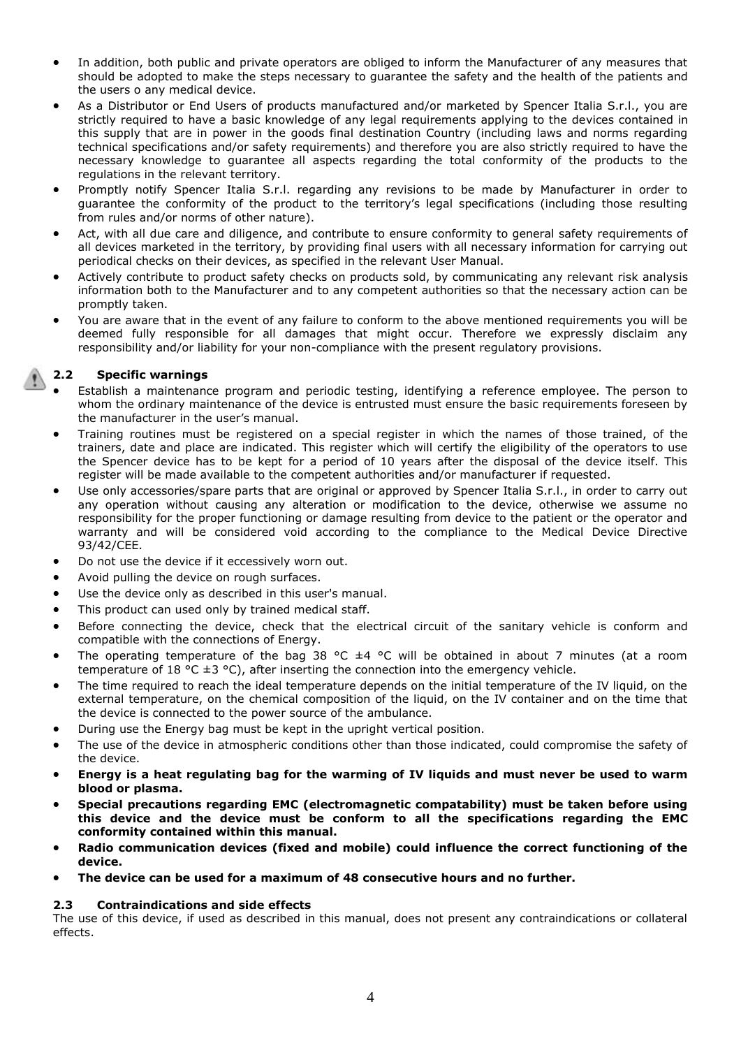- In addition, both public and private operators are obliged to inform the Manufacturer of any measures that should be adopted to make the steps necessary to guarantee the safety and the health of the patients and the users o any medical device.
- As a Distributor or End Users of products manufactured and/or marketed by Spencer Italia S.r.l., you are strictly required to have a basic knowledge of any legal requirements applying to the devices contained in this supply that are in power in the goods final destination Country (including laws and norms regarding technical specifications and/or safety requirements) and therefore you are also strictly required to have the necessary knowledge to guarantee all aspects regarding the total conformity of the products to the regulations in the relevant territory.
- Promptly notify Spencer Italia S.r.l. regarding any revisions to be made by Manufacturer in order to guarantee the conformity of the product to the territory's legal specifications (including those resulting from rules and/or norms of other nature).
- Act, with all due care and diligence, and contribute to ensure conformity to general safety requirements of all devices marketed in the territory, by providing final users with all necessary information for carrying out periodical checks on their devices, as specified in the relevant User Manual.
- Actively contribute to product safety checks on products sold, by communicating any relevant risk analysis information both to the Manufacturer and to any competent authorities so that the necessary action can be promptly taken.
- You are aware that in the event of any failure to conform to the above mentioned requirements you will be deemed fully responsible for all damages that might occur. Therefore we expressly disclaim any responsibility and/or liability for your non-compliance with the present regulatory provisions.

## 2.2 Specific warnings

- Establish a maintenance program and periodic testing, identifying a reference employee. The person to whom the ordinary maintenance of the device is entrusted must ensure the basic requirements foreseen by the manufacturer in the user's manual.
- Training routines must be registered on a special register in which the names of those trained, of the trainers, date and place are indicated. This register which will certify the eligibility of the operators to use the Spencer device has to be kept for a period of 10 years after the disposal of the device itself. This register will be made available to the competent authorities and/or manufacturer if requested.
- Use only accessories/spare parts that are original or approved by Spencer Italia S.r.l., in order to carry out any operation without causing any alteration or modification to the device, otherwise we assume no responsibility for the proper functioning or damage resulting from device to the patient or the operator and warranty and will be considered void according to the compliance to the Medical Device Directive 93/42/CEE.
- Do not use the device if it eccessively worn out.
- Avoid pulling the device on rough surfaces.
- Use the device only as described in this user's manual.
- This product can used only by trained medical staff.
- Before connecting the device, check that the electrical circuit of the sanitary vehicle is conform and compatible with the connections of Energy.
- The operating temperature of the bag 38 °C ±4 °C will be obtained in about 7 minutes (at a room temperature of 18 °C ±3 °C), after inserting the connection into the emergency vehicle.
- The time required to reach the ideal temperature depends on the initial temperature of the IV liquid, on the external temperature, on the chemical composition of the liquid, on the IV container and on the time that the device is connected to the power source of the ambulance.
- During use the Energy bag must be kept in the upright vertical position.
- The use of the device in atmospheric conditions other than those indicated, could compromise the safety of the device.
- **Energy is a heat regulating bag for the warming of IV liquids and must never be used to warm blood or plasma.**
- **Special precautions regarding EMC (electromagnetic compatability) must be taken before using this device and the device must be conform to all the specifications regarding the EMC conformity contained within this manual.**
- **Radio communication devices (fixed and mobile) could influence the correct functioning of the device.**
- **The device can be used for a maximum of 48 consecutive hours and no further.**

## 2.3 Contraindications and side effects

The use of this device, if used as described in this manual, does not present any contraindications or collateral effects.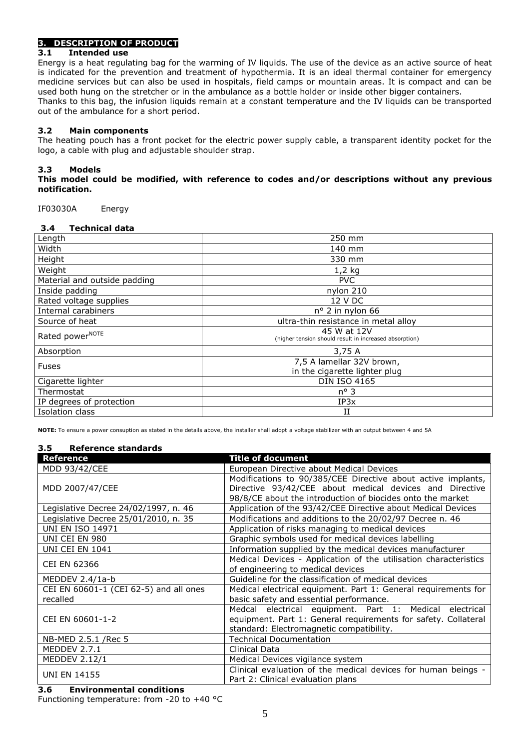## 3. DESCRIPTION OF PRODUCT

### 3.1 Intended use

Energy is a heat regulating bag for the warming of IV liquids. The use of the device as an active source of heat is indicated for the prevention and treatment of hypothermia. It is an ideal thermal container for emergency medicine services but can also be used in hospitals, field camps or mountain areas. It is compact and can be used both hung on the stretcher or in the ambulance as a bottle holder or inside other bigger containers.
Thanks to this bag, the infusion liquids remain at a constant temperature and the IV liquids can be transported out of the ambulance for a short period.

### 3.2 Main components

The heating pouch has a front pocket for the electric power supply cable, a transparent identity pocket for the logo, a cable with plug and adjustable shoulder strap.

### 3.3 Models

**This model could be modified, with reference to codes and/or descriptions without any previous notification.**

IF03030A Energy

### 3.4 Technical data

| | |
|---|---|
| Length | 250 mm |
| Width | 140 mm |
| Height | 330 mm |
| Weight | 1,2 kg |
| Material and outside padding | PVC |
| Inside padding | nylon 210 |
| Rated voltage supplies | 12 V DC |
| Internal carabiners | n° 2 in nylon 66 |
| Source of heat | ultra-thin resistance in metal alloy |
| Rated power[NOTE] | 45 W at 12V (higher tension should result in increased absorption) |
| Absorption | 3,75 A |
| Fuses | 7,5 A lamellar 32V brown, in the cigarette lighter plug |
| Cigarette lighter | DIN ISO 4165 |
| Thermostat | n° 3 |
| IP degrees of protection | IP3x |
| Isolation class | II |

**NOTE:** To ensure a power consuption as stated in the details above, the installer shall adopt a voltage stabilizer with an output between 4 and 5A

### 3.5 Reference standards

| Reference | Title of document |
|---|---|
| MDD 93/42/CEE | European Directive about Medical Devices |
| MDD 2007/47/CEE | Modifications to 90/385/CEE Directive about active implants, Directive 93/42/CEE about medical devices and Directive 98/8/CE about the introduction of biocides onto the market |
| Legislative Decree 24/02/1997, n. 46 | Application of the 93/42/CEE Directive about Medical Devices |
| Legislative Decree 25/01/2010, n. 35 | Modifications and additions to the 20/02/97 Decree n. 46 |
| UNI EN ISO 14971 | Application of risks managing to medical devices |
| UNI CEI EN 980 | Graphic symbols used for medical devices labelling |
| UNI CEI EN 1041 | Information supplied by the medical devices manufacturer |
| CEI EN 62366 | Medical Devices - Application of the utilisation characteristics of engineering to medical devices |
| MEDDEV 2.4/1a-b | Guideline for the classification of medical devices |
| CEI EN 60601-1 (CEI 62-5) and all ones recalled | Medical electrical equipment. Part 1: General requirements for basic safety and essential performance. |
| CEI EN 60601-1-2 | Medcal electrical equipment. Part 1: Medical electrical equipment. Part 1: General requirements for safety. Collateral standard: Electromagnetic compatibility. |
| NB-MED 2.5.1 /Rec 5 | Technical Documentation |
| MEDDEV 2.7.1 | Clinical Data |
| MEDDEV 2.12/1 | Medical Devices vigilance system |
| UNI EN 14155 | Clinical evaluation of the medical devices for human beings - Part 2: Clinical evaluation plans |

### 3.6 Environmental conditions

Functioning temperature: from -20 to +40 °C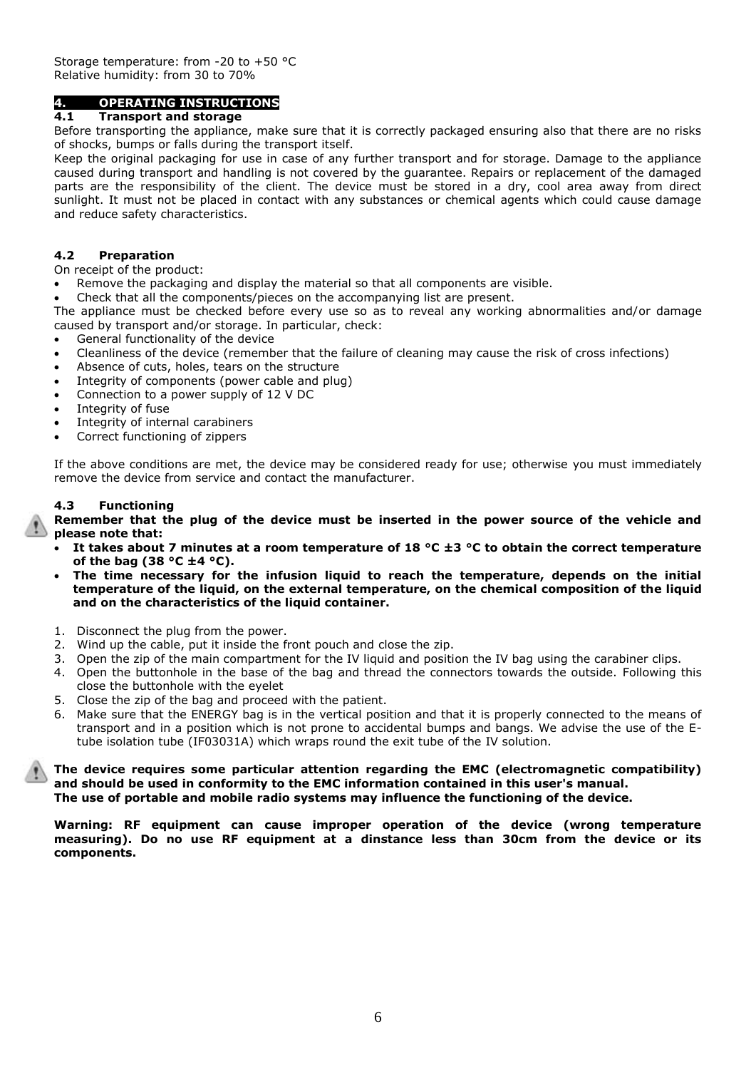Storage temperature: from -20 to +50 °C
Relative humidity: from 30 to 70%

## 4. OPERATING INSTRUCTIONS

### 4.1 Transport and storage

Before transporting the appliance, make sure that it is correctly packaged ensuring also that there are no risks of shocks, bumps or falls during the transport itself.

Keep the original packaging for use in case of any further transport and for storage. Damage to the appliance caused during transport and handling is not covered by the guarantee. Repairs or replacement of the damaged parts are the responsibility of the client. The device must be stored in a dry, cool area away from direct sunlight. It must not be placed in contact with any substances or chemical agents which could cause damage and reduce safety characteristics.

### 4.2 Preparation

On receipt of the product:

- Remove the packaging and display the material so that all components are visible.
- Check that all the components/pieces on the accompanying list are present.

The appliance must be checked before every use so as to reveal any working abnormalities and/or damage caused by transport and/or storage. In particular, check:

- General functionality of the device
- Cleanliness of the device (remember that the failure of cleaning may cause the risk of cross infections)
- Absence of cuts, holes, tears on the structure
- Integrity of components (power cable and plug)
- Connection to a power supply of 12 V DC
- Integrity of fuse
- Integrity of internal carabiners
- Correct functioning of zippers

If the above conditions are met, the device may be considered ready for use; otherwise you must immediately remove the device from service and contact the manufacturer.

### 4.3 Functioning

**Remember that the plug of the device must be inserted in the power source of the vehicle and please note that:**

- **It takes about 7 minutes at a room temperature of 18 °C ±3 °C to obtain the correct temperature of the bag (38 °C ±4 °C).**
- **The time necessary for the infusion liquid to reach the temperature, depends on the initial temperature of the liquid, on the external temperature, on the chemical composition of the liquid and on the characteristics of the liquid container.**

1. Disconnect the plug from the power.
2. Wind up the cable, put it inside the front pouch and close the zip.
3. Open the zip of the main compartment for the IV liquid and position the IV bag using the carabiner clips.
4. Open the buttonhole in the base of the bag and thread the connectors towards the outside. Following this close the buttonhole with the eyelet
5. Close the zip of the bag and proceed with the patient.
6. Make sure that the ENERGY bag is in the vertical position and that it is properly connected to the means of transport and in a position which is not prone to accidental bumps and bangs. We advise the use of the E-tube isolation tube (IF03031A) which wraps round the exit tube of the IV solution.

**The device requires some particular attention regarding the EMC (electromagnetic compatibility) and should be used in conformity to the EMC information contained in this user's manual.**
**The use of portable and mobile radio systems may influence the functioning of the device.**

**Warning: RF equipment can cause improper operation of the device (wrong temperature measuring). Do no use RF equipment at a dinstance less than 30cm from the device or its components.**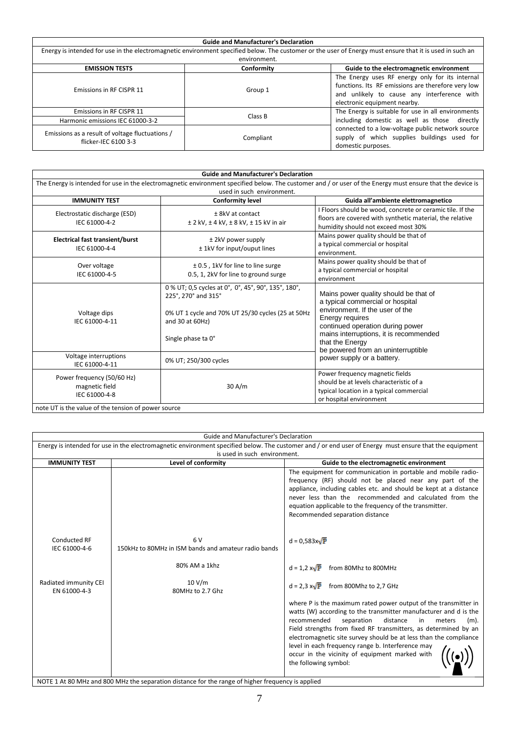| Guide and Manufacturer's Declaration | | |
|---|---|---|
| Energy is intended for use in the electromagnetic environment specified below. The customer or the user of Energy must ensure that it is used in such an environment. | | |
| **EMISSION TESTS** | **Conformity** | **Guide to the electromagnetic environment** |
| Emissions in RF CISPR 11 | Group 1 | The Energy uses RF energy only for its internal functions. Its RF emissions are therefore very low and unlikely to cause any interference with electronic equipment nearby. |
| Emissions in RF CISPR 11 | Class B | The Energy is suitable for use in all environments including domestic as well as those directly connected to a low-voltage public network source supply of which supplies buildings used for domestic purposes. |
| Harmonic emissions IEC 61000-3-2 | | |
| Emissions as a result of voltage fluctuations / flicker-IEC 6100 3-3 | Compliant | |

| Guide and Manufacturer's Declaration | | |
|---|---|---|
| The Energy is intended for use in the electromagnetic environment specified below. The customer and / or user of the Energy must ensure that the device is used in such environment. | | |
| **IMMUNITY TEST** | **Conformity level** | **Guida all'ambiente elettromagnetico** |
| Electrostatic discharge (ESD) IEC 61000-4-2 | ± 8kV at contact<br>± 2 kV, ± 4 kV, ± 8 kV, ± 15 kV in air | I Floors should be wood, concrete or ceramic tile. If the floors are covered with synthetic material, the relative humidity should not exceed most 30% |
| **Electrical fast transient/burst** IEC 61000-4-4 | ± 2kV power supply<br>± 1kV for input/ouput lines | Mains power quality should be that of a typical commercial or hospital environment. |
| Over voltage IEC 61000-4-5 | ± 0.5 , 1kV for line to line surge<br>0.5, 1, 2kV for line to ground surge | Mains power quality should be that of a typical commercial or hospital environment |
| Voltage dips IEC 61000-4-11 | 0 % UT; 0,5 cycles at 0°, 0°, 45°, 90°, 135°, 180°, 225°, 270° and 315°<br><br>0% UT 1 cycle and 70% UT 25/30 cycles (25 at 50Hz and 30 at 60Hz)<br><br>Single phase ta 0° | Mains power quality should be that of a typical commercial or hospital environment. If the user of the Energy requires continued operation during power mains interruptions, it is recommended that the Energy be powered from an uninterruptible power supply or a battery. |
| Voltage interruptions IEC 61000-4-11 | 0% UT; 250/300 cycles | |
| Power frequency (50/60 Hz) magnetic field IEC 61000-4-8 | 30 A/m | Power frequency magnetic fields should be at levels characteristic of a typical location in a typical commercial or hospital environment |
| note UT is the value of the tension of power source | | |

| Guide and Manufacturer's Declaration | | |
|---|---|---|
| Energy is intended for use in the electromagnetic environment specified below. The customer and / or end user of Energy must ensure that the equipment is used in such environment. | | |
| **IMMUNITY TEST** | **Level of conformity** | **Guide to the electromagnetic environment** |
| | | The equipment for communication in portable and mobile radio-frequency (RF) should not be placed near any part of the appliance, including cables etc. and should be kept at a distance never less than the recommended and calculated from the equation applicable to the frequency of the transmitter.<br>Recommended separation distance |
| Conducted RF IEC 61000-4-6 | 6 V<br>150kHz to 80MHz in ISM bands and amateur radio bands | $d = 0{,}583 \times \sqrt{P}$ |
| | 80% AM a 1khz | $d = 1{,}2 \times \sqrt{P}$ from 80Mhz to 800MHz |
| Radiated immunity CEI EN 61000-4-3 | 10 V/m<br>80MHz to 2.7 Ghz | $d = 2{,}3 \times \sqrt{P}$ from 800Mhz to 2,7 GHz |
| | | where P is the maximum rated power output of the transmitter in watts (W) according to the transmitter manufacturer and d is the recommended separation distance in meters (m). Field strengths from fixed RF transmitters, as determined by an electromagnetic site survey should be at less than the compliance level in each frequency range b. Interference may occur in the vicinity of equipment marked with the following symbol: |
| NOTE 1 At 80 MHz and 800 MHz the separation distance for the range of higher frequency is applied | | |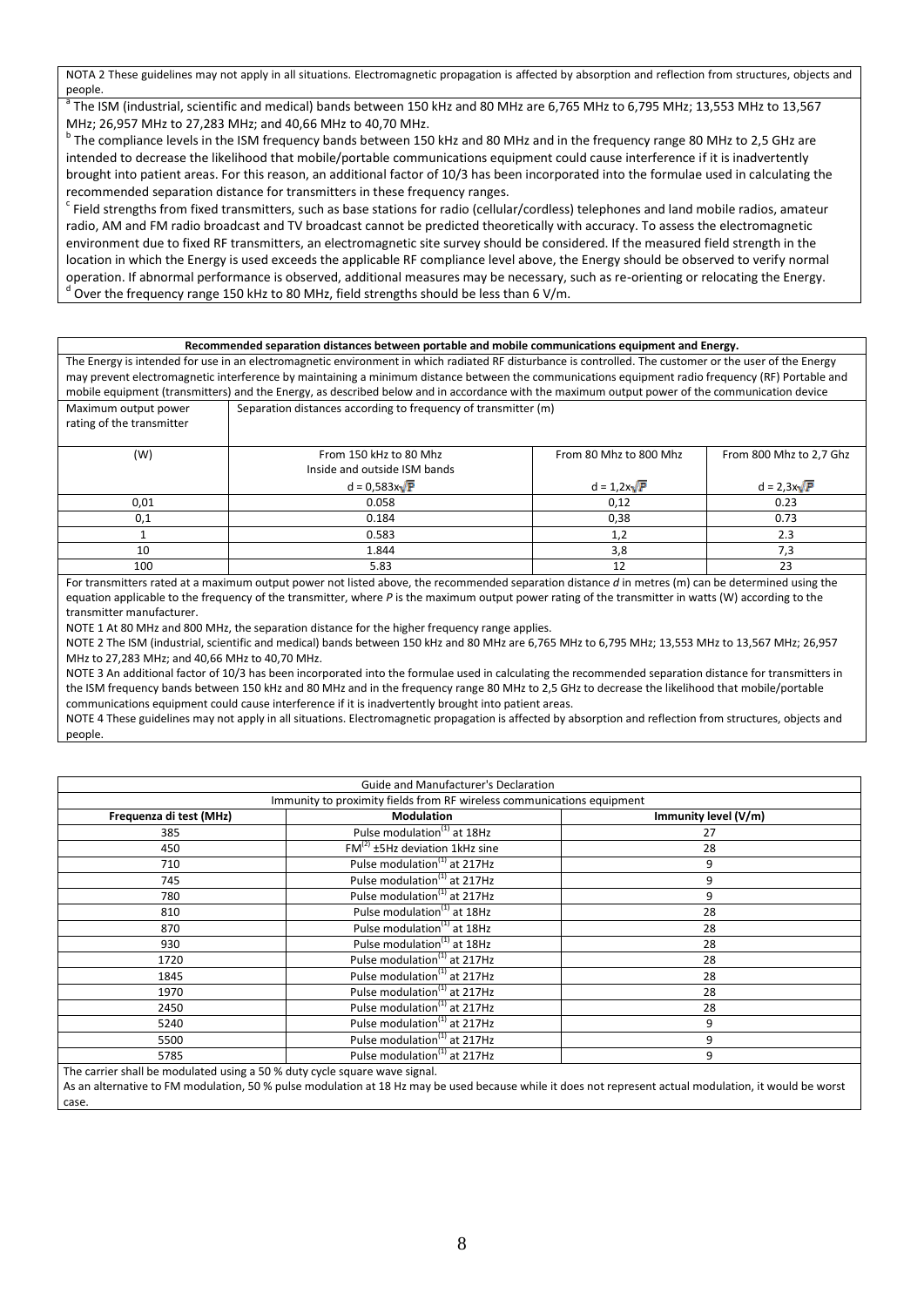NOTA 2 These guidelines may not apply in all situations. Electromagnetic propagation is affected by absorption and reflection from structures, objects and people.

[a] The ISM (industrial, scientific and medical) bands between 150 kHz and 80 MHz are 6,765 MHz to 6,795 MHz; 13,553 MHz to 13,567 MHz; 26,957 MHz to 27,283 MHz; and 40,66 MHz to 40,70 MHz.

[b] The compliance levels in the ISM frequency bands between 150 kHz and 80 MHz and in the frequency range 80 MHz to 2,5 GHz are intended to decrease the likelihood that mobile/portable communications equipment could cause interference if it is inadvertently brought into patient areas. For this reason, an additional factor of 10/3 has been incorporated into the formulae used in calculating the recommended separation distance for transmitters in these frequency ranges.

[c] Field strengths from fixed transmitters, such as base stations for radio (cellular/cordless) telephones and land mobile radios, amateur radio, AM and FM radio broadcast and TV broadcast cannot be predicted theoretically with accuracy. To assess the electromagnetic environment due to fixed RF transmitters, an electromagnetic site survey should be considered. If the measured field strength in the location in which the Energy is used exceeds the applicable RF compliance level above, the Energy should be observed to verify normal operation. If abnormal performance is observed, additional measures may be necessary, such as re-orienting or relocating the Energy.

[d] Over the frequency range 150 kHz to 80 MHz, field strengths should be less than 6 V/m.

**Recommended separation distances between portable and mobile communications equipment and Energy.**

The Energy is intended for use in an electromagnetic environment in which radiated RF disturbance is controlled. The customer or the user of the Energy may prevent electromagnetic interference by maintaining a minimum distance between the communications equipment radio frequency (RF) Portable and mobile equipment (transmitters) and the Energy, as described below and in accordance with the maximum output power of the communication device

| Maximum output power rating of the transmitter | Separation distances according to frequency of transmitter (m) | | |
|---|---|---|---|
| (W) | From 150 kHz to 80 Mhz<br>Inside and outside ISM bands<br>$d = 0,583x\sqrt{P}$ | From 80 Mhz to 800 Mhz<br>$d = 1,2x\sqrt{P}$ | From 800 Mhz to 2,7 Ghz<br>$d = 2,3x\sqrt{P}$ |
| 0,01 | 0.058 | 0,12 | 0.23 |
| 0,1 | 0.184 | 0,38 | 0.73 |
| 1 | 0.583 | 1,2 | 2.3 |
| 10 | 1.844 | 3,8 | 7,3 |
| 100 | 5.83 | 12 | 23 |

For transmitters rated at a maximum output power not listed above, the recommended separation distance *d* in metres (m) can be determined using the equation applicable to the frequency of the transmitter, where *P* is the maximum output power rating of the transmitter in watts (W) according to the transmitter manufacturer.

NOTE 1 At 80 MHz and 800 MHz, the separation distance for the higher frequency range applies.

NOTE 2 The ISM (industrial, scientific and medical) bands between 150 kHz and 80 MHz are 6,765 MHz to 6,795 MHz; 13,553 MHz to 13,567 MHz; 26,957 MHz to 27,283 MHz; and 40,66 MHz to 40,70 MHz.

NOTE 3 An additional factor of 10/3 has been incorporated into the formulae used in calculating the recommended separation distance for transmitters in the ISM frequency bands between 150 kHz and 80 MHz and in the frequency range 80 MHz to 2,5 GHz to decrease the likelihood that mobile/portable communications equipment could cause interference if it is inadvertently brought into patient areas.

NOTE 4 These guidelines may not apply in all situations. Electromagnetic propagation is affected by absorption and reflection from structures, objects and people.

**Guide and Manufacturer's Declaration**

**Immunity to proximity fields from RF wireless communications equipment**

| Frequenza di test (MHz) | Modulation | Immunity level (V/m) |
|---|---|---|
| 385 | Pulse modulation[1] at 18Hz | 27 |
| 450 | FM[2] ±5Hz deviation 1kHz sine | 28 |
| 710 | Pulse modulation[1] at 217Hz | 9 |
| 745 | Pulse modulation[1] at 217Hz | 9 |
| 780 | Pulse modulation[1] at 217Hz | 9 |
| 810 | Pulse modulation[1] at 18Hz | 28 |
| 870 | Pulse modulation[1] at 18Hz | 28 |
| 930 | Pulse modulation[1] at 18Hz | 28 |
| 1720 | Pulse modulation[1] at 217Hz | 28 |
| 1845 | Pulse modulation[1] at 217Hz | 28 |
| 1970 | Pulse modulation[1] at 217Hz | 28 |
| 2450 | Pulse modulation[1] at 217Hz | 28 |
| 5240 | Pulse modulation[1] at 217Hz | 9 |
| 5500 | Pulse modulation[1] at 217Hz | 9 |
| 5785 | Pulse modulation[1] at 217Hz | 9 |

The carrier shall be modulated using a 50 % duty cycle square wave signal.

As an alternative to FM modulation, 50 % pulse modulation at 18 Hz may be used because while it does not represent actual modulation, it would be worst case.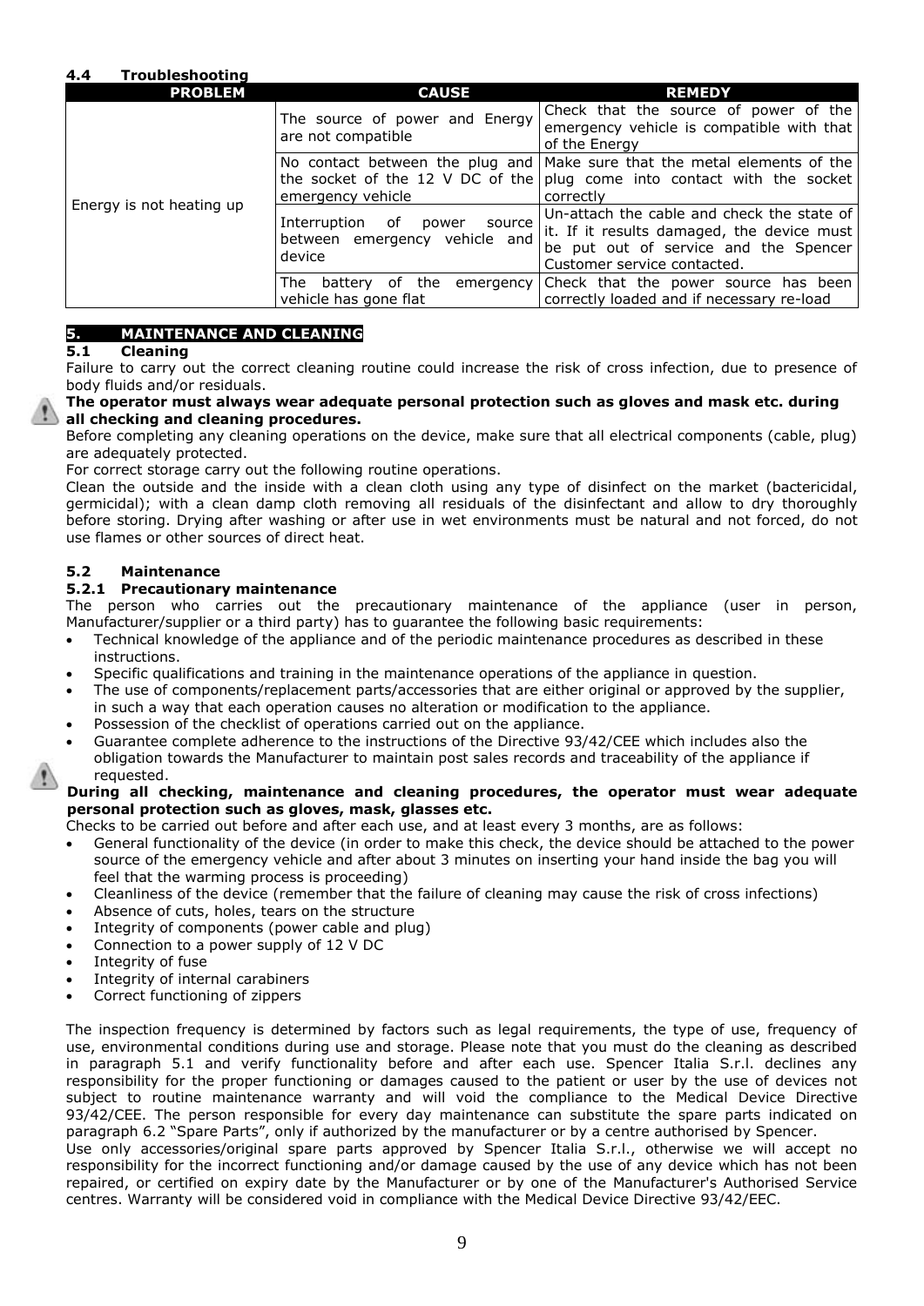### 4.4 Troubleshooting

| PROBLEM | CAUSE | REMEDY |
|---|---|---|
| Energy is not heating up | The source of power and Energy are not compatible | Check that the source of power of the emergency vehicle is compatible with that of the Energy |
| | No contact between the plug and the socket of the 12 V DC of the emergency vehicle | Make sure that the metal elements of the plug come into contact with the socket correctly |
| | Interruption of power source between emergency vehicle and device | Un-attach the cable and check the state of it. If it results damaged, the device must be put out of service and the Spencer Customer service contacted. |
| | The battery of the emergency vehicle has gone flat | Check that the power source has been correctly loaded and if necessary re-load |

## 5. MAINTENANCE AND CLEANING

### 5.1 Cleaning

Failure to carry out the correct cleaning routine could increase the risk of cross infection, due to presence of body fluids and/or residuals.

**The operator must always wear adequate personal protection such as gloves and mask etc. during all checking and cleaning procedures.**

Before completing any cleaning operations on the device, make sure that all electrical components (cable, plug) are adequately protected.

For correct storage carry out the following routine operations.

Clean the outside and the inside with a clean cloth using any type of disinfect on the market (bactericidal, germicidal); with a clean damp cloth removing all residuals of the disinfectant and allow to dry thoroughly before storing. Drying after washing or after use in wet environments must be natural and not forced, do not use flames or other sources of direct heat.

### 5.2 Maintenance

#### 5.2.1 Precautionary maintenance

The person who carries out the precautionary maintenance of the appliance (user in person, Manufacturer/supplier or a third party) has to guarantee the following basic requirements:

- Technical knowledge of the appliance and of the periodic maintenance procedures as described in these instructions.
- Specific qualifications and training in the maintenance operations of the appliance in question.
- The use of components/replacement parts/accessories that are either original or approved by the supplier, in such a way that each operation causes no alteration or modification to the appliance.
- Possession of the checklist of operations carried out on the appliance.
- Guarantee complete adherence to the instructions of the Directive 93/42/CEE which includes also the obligation towards the Manufacturer to maintain post sales records and traceability of the appliance if requested.

**During all checking, maintenance and cleaning procedures, the operator must wear adequate personal protection such as gloves, mask, glasses etc.**

Checks to be carried out before and after each use, and at least every 3 months, are as follows:

- General functionality of the device (in order to make this check, the device should be attached to the power source of the emergency vehicle and after about 3 minutes on inserting your hand inside the bag you will feel that the warming process is proceeding)
- Cleanliness of the device (remember that the failure of cleaning may cause the risk of cross infections)
- Absence of cuts, holes, tears on the structure
- Integrity of components (power cable and plug)
- Connection to a power supply of 12 V DC
- Integrity of fuse
- Integrity of internal carabiners
- Correct functioning of zippers

The inspection frequency is determined by factors such as legal requirements, the type of use, frequency of use, environmental conditions during use and storage. Please note that you must do the cleaning as described in paragraph 5.1 and verify functionality before and after each use. Spencer Italia S.r.l. declines any responsibility for the proper functioning or damages caused to the patient or user by the use of devices not subject to routine maintenance warranty and will void the compliance to the Medical Device Directive 93/42/CEE. The person responsible for every day maintenance can substitute the spare parts indicated on paragraph 6.2 "Spare Parts", only if authorized by the manufacturer or by a centre authorised by Spencer.

Use only accessories/original spare parts approved by Spencer Italia S.r.l., otherwise we will accept no responsibility for the incorrect functioning and/or damage caused by the use of any device which has not been repaired, or certified on expiry date by the Manufacturer or by one of the Manufacturer's Authorised Service centres. Warranty will be considered void in compliance with the Medical Device Directive 93/42/EEC.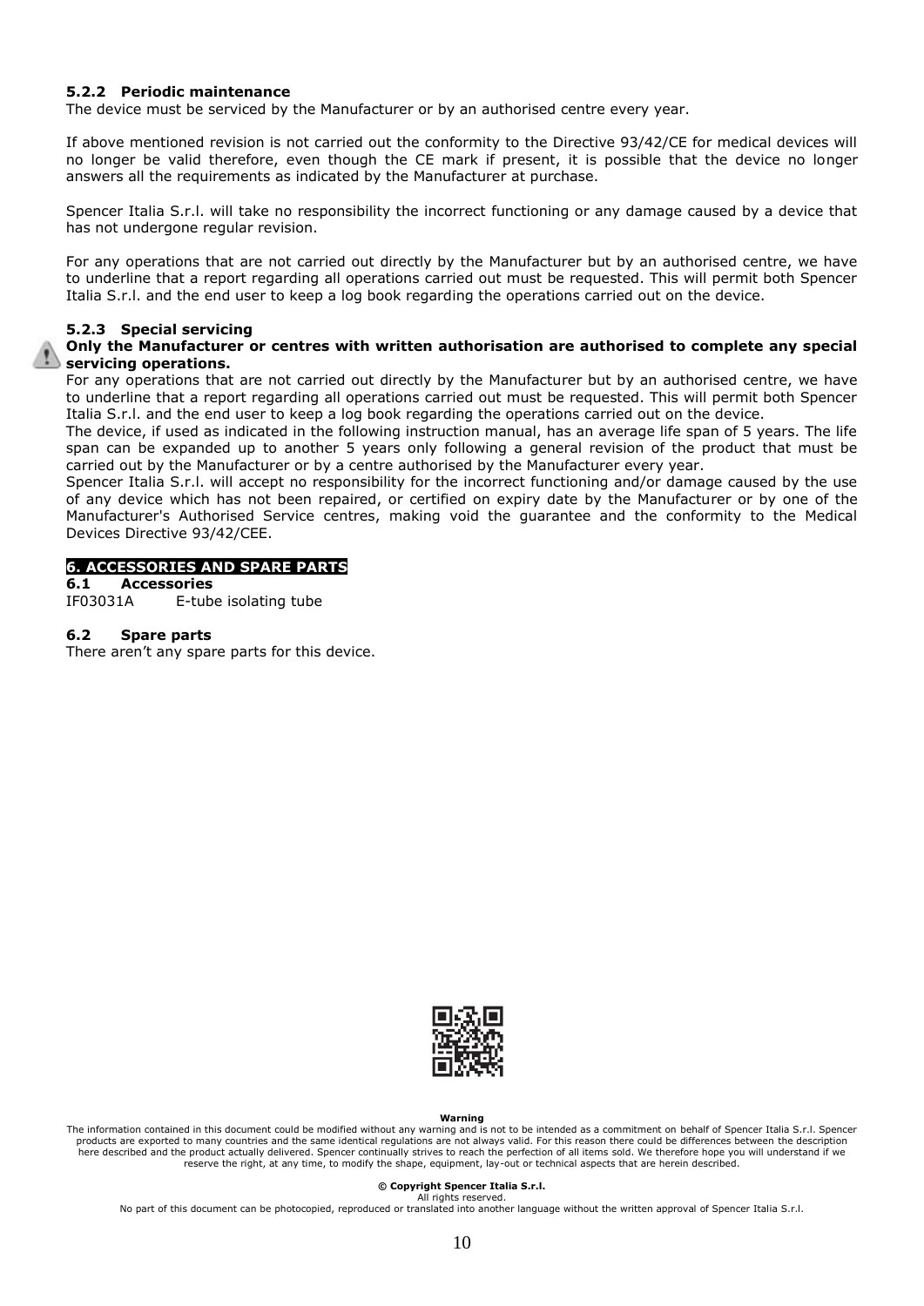### 5.2.2 Periodic maintenance

The device must be serviced by the Manufacturer or by an authorised centre every year.

If above mentioned revision is not carried out the conformity to the Directive 93/42/CE for medical devices will no longer be valid therefore, even though the CE mark if present, it is possible that the device no longer answers all the requirements as indicated by the Manufacturer at purchase.

Spencer Italia S.r.l. will take no responsibility the incorrect functioning or any damage caused by a device that has not undergone regular revision.

For any operations that are not carried out directly by the Manufacturer but by an authorised centre, we have to underline that a report regarding all operations carried out must be requested. This will permit both Spencer Italia S.r.l. and the end user to keep a log book regarding the operations carried out on the device.

### 5.2.3 Special servicing

**Only the Manufacturer or centres with written authorisation are authorised to complete any special servicing operations.**

For any operations that are not carried out directly by the Manufacturer but by an authorised centre, we have to underline that a report regarding all operations carried out must be requested. This will permit both Spencer Italia S.r.l. and the end user to keep a log book regarding the operations carried out on the device.

The device, if used as indicated in the following instruction manual, has an average life span of 5 years. The life span can be expanded up to another 5 years only following a general revision of the product that must be carried out by the Manufacturer or by a centre authorised by the Manufacturer every year.

Spencer Italia S.r.l. will accept no responsibility for the incorrect functioning and/or damage caused by the use of any device which has not been repaired, or certified on expiry date by the Manufacturer or by one of the Manufacturer's Authorised Service centres, making void the guarantee and the conformity to the Medical Devices Directive 93/42/CEE.

## 6. ACCESSORIES AND SPARE PARTS

### 6.1 Accessories

IF03031A E-tube isolating tube

### 6.2 Spare parts

There aren't any spare parts for this device.

**Warning**

The information contained in this document could be modified without any warning and is not to be intended as a commitment on behalf of Spencer Italia S.r.l. Spencer products are exported to many countries and the same identical regulations are not always valid. For this reason there could be differences between the description here described and the product actually delivered. Spencer continually strives to reach the perfection of all items sold. We therefore hope you will understand if we reserve the right, at any time, to modify the shape, equipment, lay-out or technical aspects that are herein described.

**© Copyright Spencer Italia S.r.l.**

All rights reserved.

No part of this document can be photocopied, reproduced or translated into another language without the written approval of Spencer Italia S.r.l.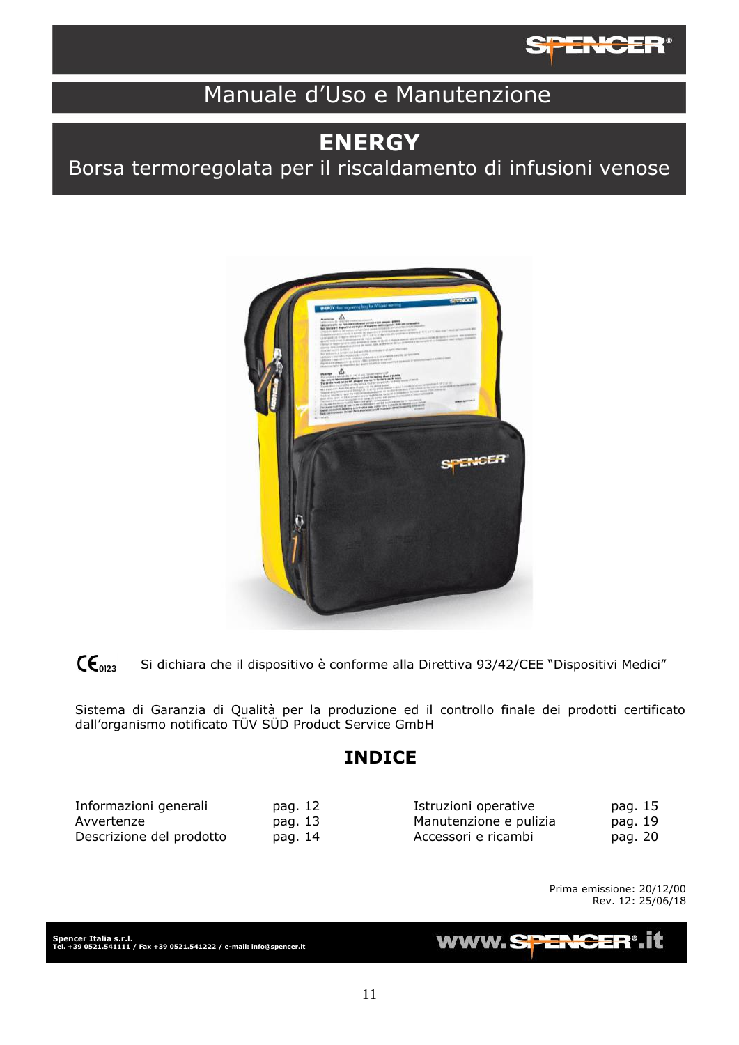# Manuale d'Uso e Manutenzione

## ENERGY

## Borsa termoregolata per il riscaldamento di infusioni venose

CE 0123 Si dichiara che il dispositivo è conforme alla Direttiva 93/42/CEE "Dispositivi Medici"

Sistema di Garanzia di Qualità per la produzione ed il controllo finale dei prodotti certificato dall'organismo notificato TÜV SÜD Product Service GmbH

## INDICE

| | | | |
|---|---|---|---|
| Informazioni generali | pag. 12 | Istruzioni operative | pag. 15 |
| Avvertenze | pag. 13 | Manutenzione e pulizia | pag. 19 |
| Descrizione del prodotto | pag. 14 | Accessori e ricambi | pag. 20 |

Prima emissione: 20/12/00
Rev. 12: 25/06/18

**Spencer Italia s.r.l.**
**Tel. +39 0521.541111 / Fax +39 0521.541222 / e-mail: info@spencer.it**

www.SPENCER®.it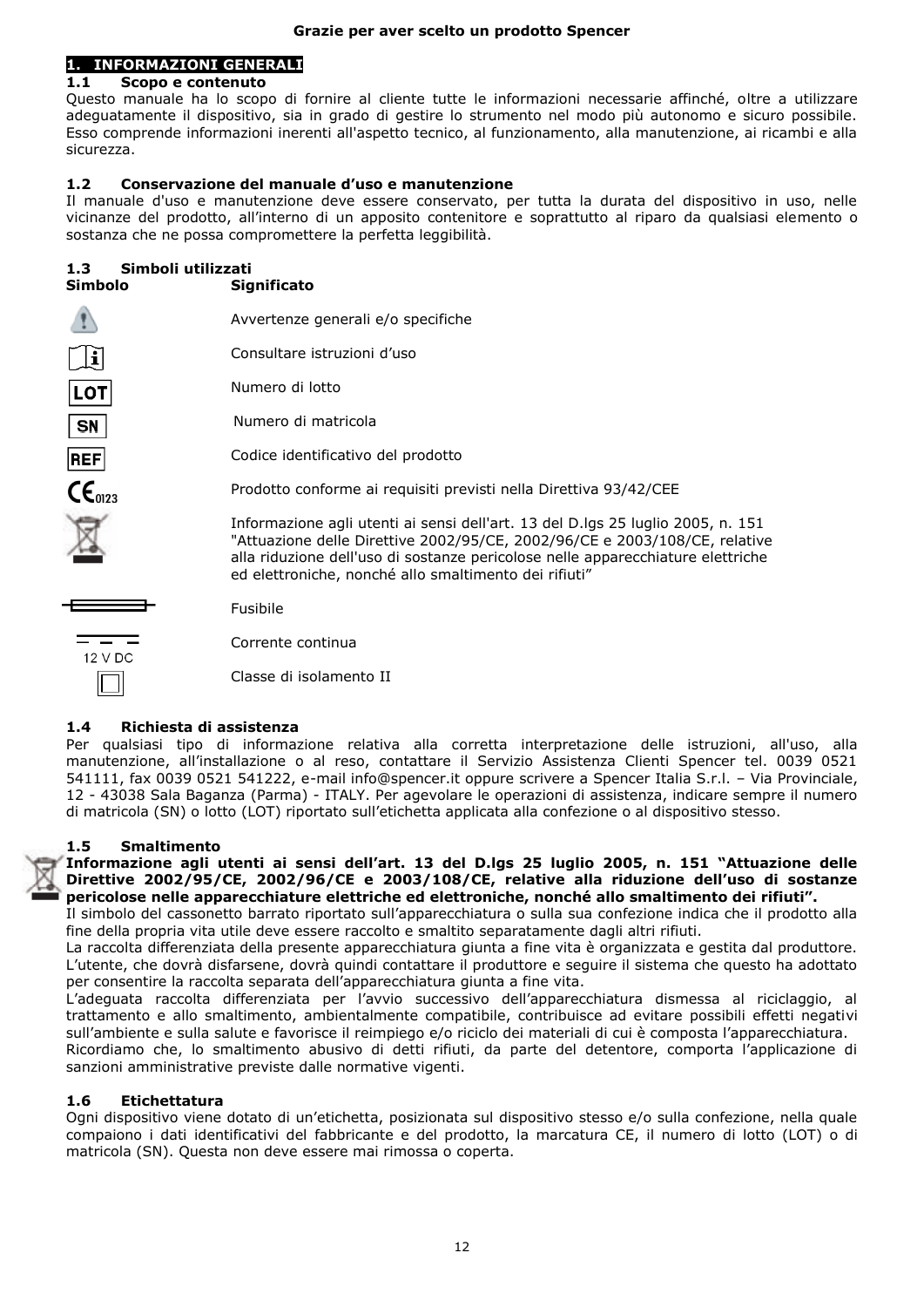**Grazie per aver scelto un prodotto Spencer**

# 1. INFORMAZIONI GENERALI

## 1.1 Scopo e contenuto

Questo manuale ha lo scopo di fornire al cliente tutte le informazioni necessarie affinché, oltre a utilizzare adeguatamente il dispositivo, sia in grado di gestire lo strumento nel modo più autonomo e sicuro possibile. Esso comprende informazioni inerenti all'aspetto tecnico, al funzionamento, alla manutenzione, ai ricambi e alla sicurezza.

## 1.2 Conservazione del manuale d'uso e manutenzione

Il manuale d'uso e manutenzione deve essere conservato, per tutta la durata del dispositivo in uso, nelle vicinanze del prodotto, all'interno di un apposito contenitore e soprattutto al riparo da qualsiasi elemento o sostanza che ne possa compromettere la perfetta leggibilità.

## 1.3 Simboli utilizzati

| Simbolo | Significato |
|---|---|
| ⚠ | Avvertenze generali e/o specifiche |
| i | Consultare istruzioni d'uso |
| LOT | Numero di lotto |
| SN | Numero di matricola |
| REF | Codice identificativo del prodotto |
| CE 0123 | Prodotto conforme ai requisiti previsti nella Direttiva 93/42/CEE |
| (cassonetto barrato) | Informazione agli utenti ai sensi dell'art. 13 del D.lgs 25 luglio 2005, n. 151 "Attuazione delle Direttive 2002/95/CE, 2002/96/CE e 2003/108/CE, relative alla riduzione dell'uso di sostanze pericolose nelle apparecchiature elettriche ed elettroniche, nonché allo smaltimento dei rifiuti" |
| (fusibile) | Fusibile |
| 12 V DC | Corrente continua |
| ☐ | Classe di isolamento II |

## 1.4 Richiesta di assistenza

Per qualsiasi tipo di informazione relativa alla corretta interpretazione delle istruzioni, all'uso, alla manutenzione, all'installazione o al reso, contattare il Servizio Assistenza Clienti Spencer tel. 0039 0521 541111, fax 0039 0521 541222, e-mail info@spencer.it oppure scrivere a Spencer Italia S.r.l. – Via Provinciale, 12 - 43038 Sala Baganza (Parma) - ITALY. Per agevolare le operazioni di assistenza, indicare sempre il numero di matricola (SN) o lotto (LOT) riportato sull'etichetta applicata alla confezione o al dispositivo stesso.

## 1.5 Smaltimento

**Informazione agli utenti ai sensi dell'art. 13 del D.lgs 25 luglio 2005, n. 151 "Attuazione delle Direttive 2002/95/CE, 2002/96/CE e 2003/108/CE, relative alla riduzione dell'uso di sostanze pericolose nelle apparecchiature elettriche ed elettroniche, nonché allo smaltimento dei rifiuti".**

Il simbolo del cassonetto barrato riportato sull'apparecchiatura o sulla sua confezione indica che il prodotto alla fine della propria vita utile deve essere raccolto e smaltito separatamente dagli altri rifiuti.

La raccolta differenziata della presente apparecchiatura giunta a fine vita è organizzata e gestita dal produttore. L'utente, che dovrà disfarsene, dovrà quindi contattare il produttore e seguire il sistema che questo ha adottato per consentire la raccolta separata dell'apparecchiatura giunta a fine vita.

L'adeguata raccolta differenziata per l'avvio successivo dell'apparecchiatura dismessa al riciclaggio, al trattamento e allo smaltimento, ambientalmente compatibile, contribuisce ad evitare possibili effetti negativi sull'ambiente e sulla salute e favorisce il reimpiego e/o riciclo dei materiali di cui è composta l'apparecchiatura.

Ricordiamo che, lo smaltimento abusivo di detti rifiuti, da parte del detentore, comporta l'applicazione di sanzioni amministrative previste dalle normative vigenti.

## 1.6 Etichettatura

Ogni dispositivo viene dotato di un'etichetta, posizionata sul dispositivo stesso e/o sulla confezione, nella quale compaiono i dati identificativi del fabbricante e del prodotto, la marcatura CE, il numero di lotto (LOT) o di matricola (SN). Questa non deve essere mai rimossa o coperta.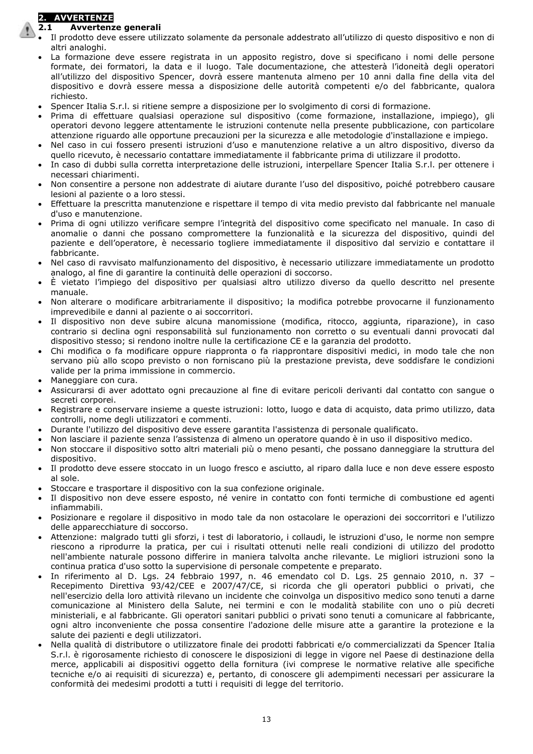## 2. AVVERTENZE

### 2.1 Avvertenze generali

- Il prodotto deve essere utilizzato solamente da personale addestrato all'utilizzo di questo dispositivo e non di altri analoghi.
- La formazione deve essere registrata in un apposito registro, dove si specificano i nomi delle persone formate, dei formatori, la data e il luogo. Tale documentazione, che attesterà l'idoneità degli operatori all'utilizzo del dispositivo Spencer, dovrà essere mantenuta almeno per 10 anni dalla fine della vita del dispositivo e dovrà essere messa a disposizione delle autorità competenti e/o del fabbricante, qualora richiesto.
- Spencer Italia S.r.l. si ritiene sempre a disposizione per lo svolgimento di corsi di formazione.
- Prima di effettuare qualsiasi operazione sul dispositivo (come formazione, installazione, impiego), gli operatori devono leggere attentamente le istruzioni contenute nella presente pubblicazione, con particolare attenzione riguardo alle opportune precauzioni per la sicurezza e alle metodologie d'installazione e impiego.
- Nel caso in cui fossero presenti istruzioni d'uso e manutenzione relative a un altro dispositivo, diverso da quello ricevuto, è necessario contattare immediatamente il fabbricante prima di utilizzare il prodotto.
- In caso di dubbi sulla corretta interpretazione delle istruzioni, interpellare Spencer Italia S.r.l. per ottenere i necessari chiarimenti.
- Non consentire a persone non addestrate di aiutare durante l'uso del dispositivo, poiché potrebbero causare lesioni al paziente o a loro stessi.
- Effettuare la prescritta manutenzione e rispettare il tempo di vita medio previsto dal fabbricante nel manuale d'uso e manutenzione.
- Prima di ogni utilizzo verificare sempre l'integrità del dispositivo come specificato nel manuale. In caso di anomalie o danni che possano compromettere la funzionalità e la sicurezza del dispositivo, quindi del paziente e dell'operatore, è necessario togliere immediatamente il dispositivo dal servizio e contattare il fabbricante.
- Nel caso di ravvisato malfunzionamento del dispositivo, è necessario utilizzare immediatamente un prodotto analogo, al fine di garantire la continuità delle operazioni di soccorso.
- È vietato l'impiego del dispositivo per qualsiasi altro utilizzo diverso da quello descritto nel presente manuale.
- Non alterare o modificare arbitrariamente il dispositivo; la modifica potrebbe provocarne il funzionamento imprevedibile e danni al paziente o ai soccorritori.
- Il dispositivo non deve subire alcuna manomissione (modifica, ritocco, aggiunta, riparazione), in caso contrario si declina ogni responsabilità sul funzionamento non corretto o su eventuali danni provocati dal dispositivo stesso; si rendono inoltre nulle la certificazione CE e la garanzia del prodotto.
- Chi modifica o fa modificare oppure riapprontra o fa riapprontare dispositivi medici, in modo tale che non servano più allo scopo previsto o non forniscano più la prestazione prevista, deve soddisfare le condizioni valide per la prima immissione in commercio.
- Maneggiare con cura.
- Assicurarsi di aver adottato ogni precauzione al fine di evitare pericoli derivanti dal contatto con sangue o secreti corporei.
- Registrare e conservare insieme a queste istruzioni: lotto, luogo e data di acquisto, data primo utilizzo, data controlli, nome degli utilizzatori e commenti.
- Durante l'utilizzo del dispositivo deve essere garantita l'assistenza di personale qualificato.
- Non lasciare il paziente senza l'assistenza di almeno un operatore quando è in uso il dispositivo medico.
- Non stoccare il dispositivo sotto altri materiali più o meno pesanti, che possano danneggiare la struttura del dispositivo.
- Il prodotto deve essere stoccato in un luogo fresco e asciutto, al riparo dalla luce e non deve essere esposto al sole.
- Stoccare e trasportare il dispositivo con la sua confezione originale.
- Il dispositivo non deve essere esposto, né venire in contatto con fonti termiche di combustione ed agenti infiammabili.
- Posizionare e regolare il dispositivo in modo tale da non ostacolare le operazioni dei soccorritori e l'utilizzo delle apparecchiature di soccorso.
- Attenzione: malgrado tutti gli sforzi, i test di laboratorio, i collaudi, le istruzioni d'uso, le norme non sempre riescono a riprodurre la pratica, per cui i risultati ottenuti nelle reali condizioni di utilizzo del prodotto nell'ambiente naturale possono differire in maniera talvolta anche rilevante. Le migliori istruzioni sono la continua pratica d'uso sotto la supervisione di personale competente e preparato.
- In riferimento al D. Lgs. 24 febbraio 1997, n. 46 emendato col D. Lgs. 25 gennaio 2010, n. 37 – Recepimento Direttiva 93/42/CEE e 2007/47/CE, si ricorda che gli operatori pubblici o privati, che nell'esercizio della loro attività rilevano un incidente che coinvolga un dispositivo medico sono tenuti a darne comunicazione al Ministero della Salute, nei termini e con le modalità stabilite con uno o più decreti ministeriali, e al fabbricante. Gli operatori sanitari pubblici o privati sono tenuti a comunicare al fabbricante, ogni altro inconveniente che possa consentire l'adozione delle misure atte a garantire la protezione e la salute dei pazienti e degli utilizzatori.
- Nella qualità di distributore o utilizzatore finale dei prodotti fabbricati e/o commercializzati da Spencer Italia S.r.l. è rigorosamente richiesto di conoscere le disposizioni di legge in vigore nel Paese di destinazione della merce, applicabili ai dispositivi oggetto della fornitura (ivi comprese le normative relative alle specifiche tecniche e/o ai requisiti di sicurezza) e, pertanto, di conoscere gli adempimenti necessari per assicurare la conformità dei medesimi prodotti a tutti i requisiti di legge del territorio.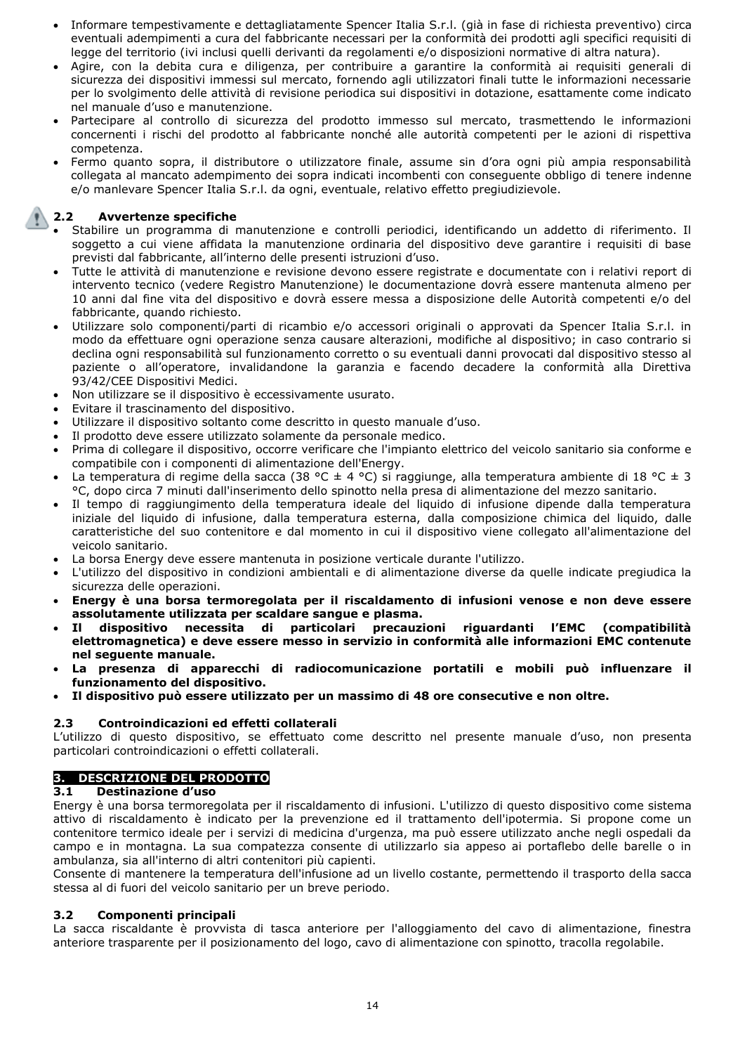- Informare tempestivamente e dettagliatamente Spencer Italia S.r.l. (già in fase di richiesta preventivo) circa eventuali adempimenti a cura del fabbricante necessari per la conformità dei prodotti agli specifici requisiti di legge del territorio (ivi inclusi quelli derivanti da regolamenti e/o disposizioni normative di altra natura).
- Agire, con la debita cura e diligenza, per contribuire a garantire la conformità ai requisiti generali di sicurezza dei dispositivi immessi sul mercato, fornendo agli utilizzatori finali tutte le informazioni necessarie per lo svolgimento delle attività di revisione periodica sui dispositivi in dotazione, esattamente come indicato nel manuale d'uso e manutenzione.
- Partecipare al controllo di sicurezza del prodotto immesso sul mercato, trasmettendo le informazioni concernenti i rischi del prodotto al fabbricante nonché alle autorità competenti per le azioni di rispettiva competenza.
- Fermo quanto sopra, il distributore o utilizzatore finale, assume sin d'ora ogni più ampia responsabilità collegata al mancato adempimento dei sopra indicati incombenti con conseguente obbligo di tenere indenne e/o manlevare Spencer Italia S.r.l. da ogni, eventuale, relativo effetto pregiudizievole.

### 2.2 Avvertenze specifiche

- Stabilire un programma di manutenzione e controlli periodici, identificando un addetto di riferimento. Il soggetto a cui viene affidata la manutenzione ordinaria del dispositivo deve garantire i requisiti di base previsti dal fabbricante, all'interno delle presenti istruzioni d'uso.
- Tutte le attività di manutenzione e revisione devono essere registrate e documentate con i relativi report di intervento tecnico (vedere Registro Manutenzione) le documentazione dovrà essere mantenuta almeno per 10 anni dal fine vita del dispositivo e dovrà essere messa a disposizione delle Autorità competenti e/o del fabbricante, quando richiesto.
- Utilizzare solo componenti/parti di ricambio e/o accessori originali o approvati da Spencer Italia S.r.l. in modo da effettuare ogni operazione senza causare alterazioni, modifiche al dispositivo; in caso contrario si declina ogni responsabilità sul funzionamento corretto o su eventuali danni provocati dal dispositivo stesso al paziente o all'operatore, invalidandone la garanzia e facendo decadere la conformità alla Direttiva 93/42/CEE Dispositivi Medici.
- Non utilizzare se il dispositivo è eccessivamente usurato.
- Evitare il trascinamento del dispositivo.
- Utilizzare il dispositivo soltanto come descritto in questo manuale d'uso.
- Il prodotto deve essere utilizzato solamente da personale medico.
- Prima di collegare il dispositivo, occorre verificare che l'impianto elettrico del veicolo sanitario sia conforme e compatibile con i componenti di alimentazione dell'Energy.
- La temperatura di regime della sacca (38 °C ± 4 °C) si raggiunge, alla temperatura ambiente di 18 °C ± 3 °C, dopo circa 7 minuti dall'inserimento dello spinotto nella presa di alimentazione del mezzo sanitario.
- Il tempo di raggiungimento della temperatura ideale del liquido di infusione dipende dalla temperatura iniziale del liquido di infusione, dalla temperatura esterna, dalla composizione chimica del liquido, dalle caratteristiche del suo contenitore e dal momento in cui il dispositivo viene collegato all'alimentazione del veicolo sanitario.
- La borsa Energy deve essere mantenuta in posizione verticale durante l'utilizzo.
- L'utilizzo del dispositivo in condizioni ambientali e di alimentazione diverse da quelle indicate pregiudica la sicurezza delle operazioni.
- **Energy è una borsa termoregolata per il riscaldamento di infusioni venose e non deve essere assolutamente utilizzata per scaldare sangue e plasma.**
- **Il dispositivo necessita di particolari precauzioni riguardanti l'EMC (compatibilità elettromagnetica) e deve essere messo in servizio in conformità alle informazioni EMC contenute nel seguente manuale.**
- **La presenza di apparecchi di radiocomunicazione portatili e mobili può influenzare il funzionamento del dispositivo.**
- **Il dispositivo può essere utilizzato per un massimo di 48 ore consecutive e non oltre.**

### 2.3 Controindicazioni ed effetti collaterali

L'utilizzo di questo dispositivo, se effettuato come descritto nel presente manuale d'uso, non presenta particolari controindicazioni o effetti collaterali.

## 3. DESCRIZIONE DEL PRODOTTO

### 3.1 Destinazione d'uso

Energy è una borsa termoregolata per il riscaldamento di infusioni. L'utilizzo di questo dispositivo come sistema attivo di riscaldamento è indicato per la prevenzione ed il trattamento dell'ipotermia. Si propone come un contenitore termico ideale per i servizi di medicina d'urgenza, ma può essere utilizzato anche negli ospedali da campo e in montagna. La sua compatezza consente di utilizzarlo sia appeso ai portaflebo delle barelle o in ambulanza, sia all'interno di altri contenitori più capienti.
Consente di mantenere la temperatura dell'infusione ad un livello costante, permettendo il trasporto della sacca stessa al di fuori del veicolo sanitario per un breve periodo.

### 3.2 Componenti principali

La sacca riscaldante è provvista di tasca anteriore per l'alloggiamento del cavo di alimentazione, finestra anteriore trasparente per il posizionamento del logo, cavo di alimentazione con spinotto, tracolla regolabile.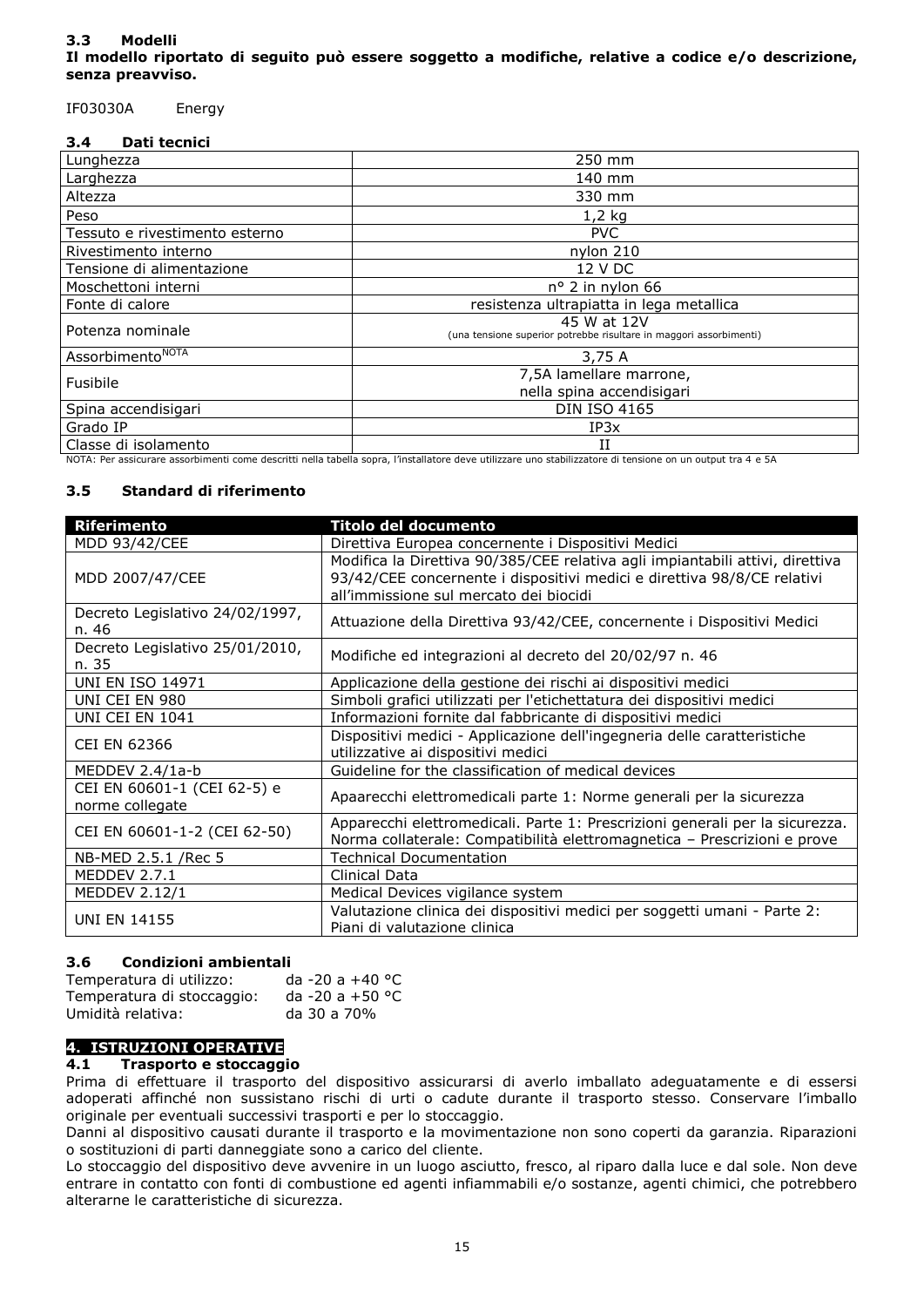### 3.3 Modelli

**Il modello riportato di seguito può essere soggetto a modifiche, relative a codice e/o descrizione, senza preavviso.**

IF03030A    Energy

### 3.4 Dati tecnici

| | |
|---|---|
| Lunghezza | 250 mm |
| Larghezza | 140 mm |
| Altezza | 330 mm |
| Peso | 1,2 kg |
| Tessuto e rivestimento esterno | PVC |
| Rivestimento interno | nylon 210 |
| Tensione di alimentazione | 12 V DC |
| Moschettoni interni | n° 2 in nylon 66 |
| Fonte di calore | resistenza ultrapiatta in lega metallica |
| Potenza nominale | 45 W at 12V (una tensione superior potrebbe risultare in maggiori assorbimenti) |
| Assorbimento[NOTA] | 3,75 A |
| Fusibile | 7,5A lamellare marrone, nella spina accendisigari |
| Spina accendisigari | DIN ISO 4165 |
| Grado IP | IP3x |
| Classe di isolamento | II |

NOTA: Per assicurare assorbimenti come descritti nella tabella sopra, l'installatore deve utilizzare uno stabilizzatore di tensione on un output tra 4 e 5A

### 3.5 Standard di riferimento

| Riferimento | Titolo del documento |
|---|---|
| MDD 93/42/CEE | Direttiva Europea concernente i Dispositivi Medici |
| MDD 2007/47/CEE | Modifica la Direttiva 90/385/CEE relativa agli impiantabili attivi, direttiva 93/42/CEE concernente i dispositivi medici e direttiva 98/8/CE relativi all'immissione sul mercato dei biocidi |
| Decreto Legislativo 24/02/1997, n. 46 | Attuazione della Direttiva 93/42/CEE, concernente i Dispositivi Medici |
| Decreto Legislativo 25/01/2010, n. 35 | Modifiche ed integrazioni al decreto del 20/02/97 n. 46 |
| UNI EN ISO 14971 | Applicazione della gestione dei rischi ai dispositivi medici |
| UNI CEI EN 980 | Simboli grafici utilizzati per l'etichettatura dei dispositivi medici |
| UNI CEI EN 1041 | Informazioni fornite dal fabbricante di dispositivi medici |
| CEI EN 62366 | Dispositivi medici - Applicazione dell'ingegneria delle caratteristiche utilizzative ai dispositivi medici |
| MEDDEV 2.4/1a-b | Guideline for the classification of medical devices |
| CEI EN 60601-1 (CEI 62-5) e norme collegate | Apaarecchi elettromedicali parte 1: Norme generali per la sicurezza |
| CEI EN 60601-1-2 (CEI 62-50) | Apparecchi elettromedicali. Parte 1: Prescrizioni generali per la sicurezza. Norma collaterale: Compatibilità elettromagnetica – Prescrizioni e prove |
| NB-MED 2.5.1 /Rec 5 | Technical Documentation |
| MEDDEV 2.7.1 | Clinical Data |
| MEDDEV 2.12/1 | Medical Devices vigilance system |
| UNI EN 14155 | Valutazione clinica dei dispositivi medici per soggetti umani - Parte 2: Piani di valutazione clinica |

### 3.6 Condizioni ambientali

Temperatura di utilizzo: da -20 a +40 °C
Temperatura di stoccaggio: da -20 a +50 °C
Umidità relativa: da 30 a 70%

## 4. ISTRUZIONI OPERATIVE

### 4.1 Trasporto e stoccaggio

Prima di effettuare il trasporto del dispositivo assicurarsi di averlo imballato adeguatamente e di essersi adoperati affinché non sussistano rischi di urti o cadute durante il trasporto stesso. Conservare l'imballo originale per eventuali successivi trasporti e per lo stoccaggio.

Danni al dispositivo causati durante il trasporto e la movimentazione non sono coperti da garanzia. Riparazioni o sostituzioni di parti danneggiate sono a carico del cliente.

Lo stoccaggio del dispositivo deve avvenire in un luogo asciutto, fresco, al riparo dalla luce e dal sole. Non deve entrare in contatto con fonti di combustione ed agenti infiammabili e/o sostanze, agenti chimici, che potrebbero alterarne le caratteristiche di sicurezza.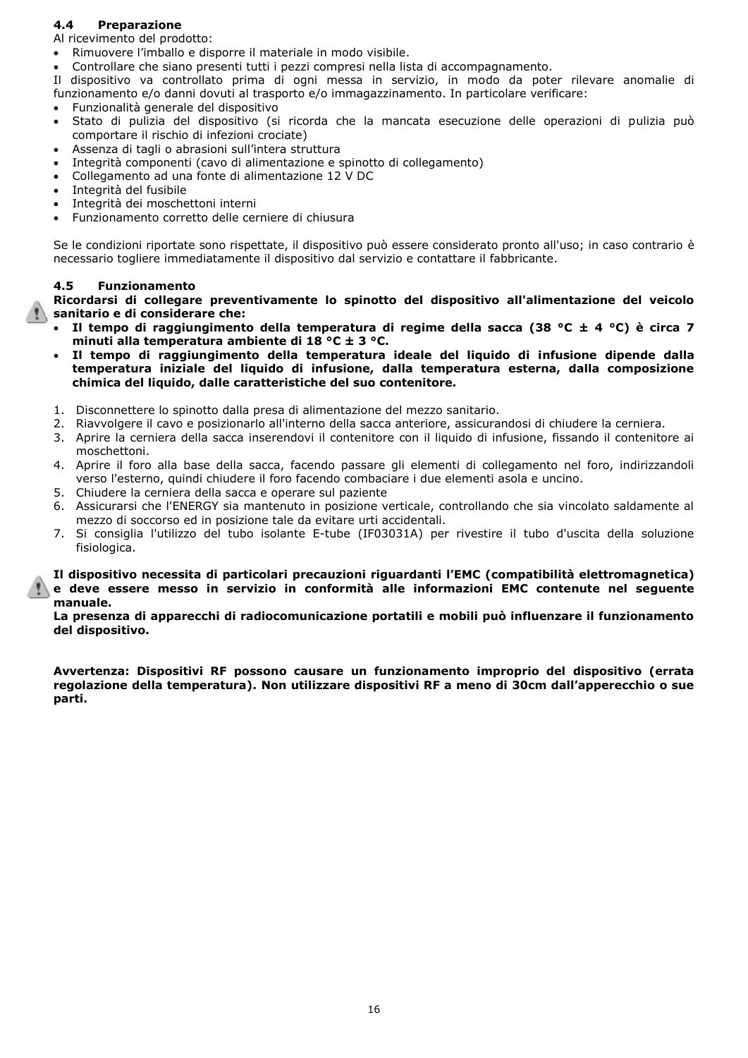## 4.4 Preparazione

Al ricevimento del prodotto:

- Rimuovere l'imballo e disporre il materiale in modo visibile.
- Controllare che siano presenti tutti i pezzi compresi nella lista di accompagnamento.

Il dispositivo va controllato prima di ogni messa in servizio, in modo da poter rilevare anomalie di funzionamento e/o danni dovuti al trasporto e/o immagazzinamento. In particolare verificare:

- Funzionalità generale del dispositivo
- Stato di pulizia del dispositivo (si ricorda che la mancata esecuzione delle operazioni di pulizia può comportare il rischio di infezioni crociate)
- Assenza di tagli o abrasioni sull'intera struttura
- Integrità componenti (cavo di alimentazione e spinotto di collegamento)
- Collegamento ad una fonte di alimentazione 12 V DC
- Integrità del fusibile
- Integrità dei moschettoni interni
- Funzionamento corretto delle cerniere di chiusura

Se le condizioni riportate sono rispettate, il dispositivo può essere considerato pronto all'uso; in caso contrario è necessario togliere immediatamente il dispositivo dal servizio e contattare il fabbricante.

## 4.5 Funzionamento

**Ricordarsi di collegare preventivamente lo spinotto del dispositivo all'alimentazione del veicolo sanitario e di considerare che:**

- **Il tempo di raggiungimento della temperatura di regime della sacca (38 °C ± 4 °C) è circa 7 minuti alla temperatura ambiente di 18 °C ± 3 °C.**
- **Il tempo di raggiungimento della temperatura ideale del liquido di infusione dipende dalla temperatura iniziale del liquido di infusione, dalla temperatura esterna, dalla composizione chimica del liquido, dalle caratteristiche del suo contenitore.**

1. Disconnettere lo spinotto dalla presa di alimentazione del mezzo sanitario.
2. Riavvolgere il cavo e posizionarlo all'interno della sacca anteriore, assicurandosi di chiudere la cerniera.
3. Aprire la cerniera della sacca inserendovi il contenitore con il liquido di infusione, fissando il contenitore ai moschettoni.
4. Aprire il foro alla base della sacca, facendo passare gli elementi di collegamento nel foro, indirizzandoli verso l'esterno, quindi chiudere il foro facendo combaciare i due elementi asola e uncino.
5. Chiudere la cerniera della sacca e operare sul paziente
6. Assicurarsi che l'ENERGY sia mantenuto in posizione verticale, controllando che sia vincolato saldamente al mezzo di soccorso ed in posizione tale da evitare urti accidentali.
7. Si consiglia l'utilizzo del tubo isolante E-tube (IF03031A) per rivestire il tubo d'uscita della soluzione fisiologica.

**Il dispositivo necessita di particolari precauzioni riguardanti l'EMC (compatibilità elettromagnetica) e deve essere messo in servizio in conformità alle informazioni EMC contenute nel seguente manuale.**
**La presenza di apparecchi di radiocomunicazione portatili e mobili può influenzare il funzionamento del dispositivo.**

**Avvertenza: Dispositivi RF possono causare un funzionamento improprio del dispositivo (errata regolazione della temperatura). Non utilizzare dispositivi RF a meno di 30cm dall'apperecchio o sue parti.**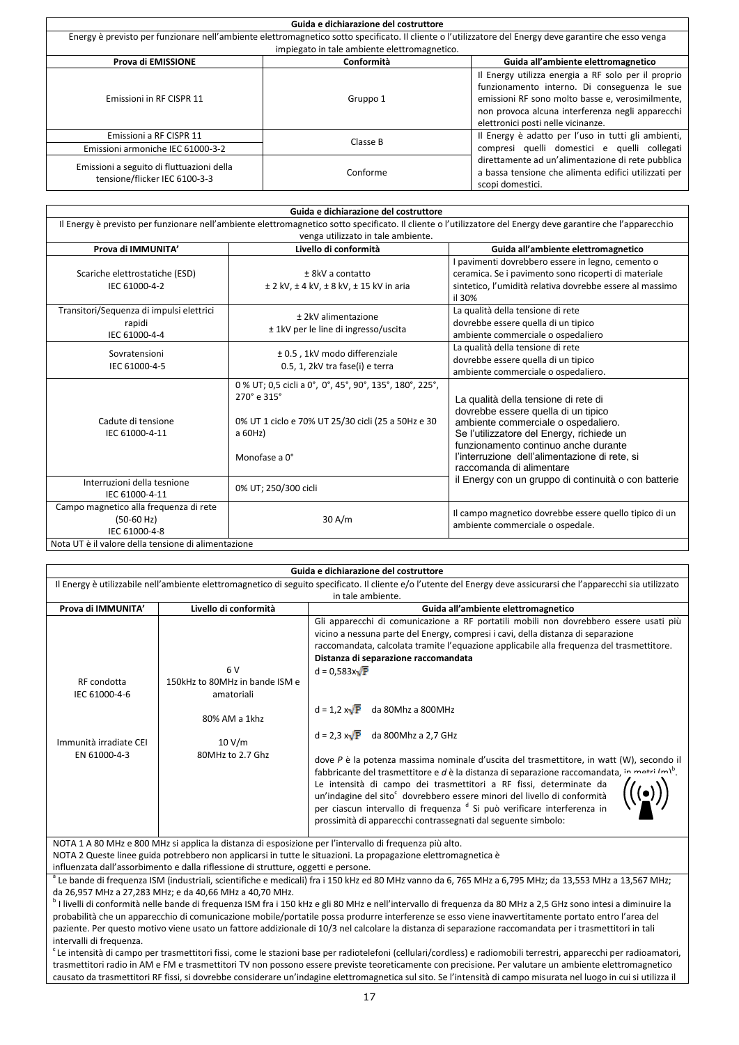| Guida e dichiarazione del costruttore | | |
|---|---|---|
| Energy è previsto per funzionare nell'ambiente elettromagnetico sotto specificato. Il cliente o l'utilizzatore del Energy deve garantire che esso venga impiegato in tale ambiente elettromagnetico. | | |
| **Prova di EMISSIONE** | **Conformità** | **Guida all'ambiente elettromagnetico** |
| Emissioni in RF CISPR 11 | Gruppo 1 | Il Energy utilizza energia a RF solo per il proprio funzionamento interno. Di conseguenza le sue emissioni RF sono molto basse e, verosimilmente, non provoca alcuna interferenza negli apparecchi elettronici posti nelle vicinanze. |
| Emissioni a RF CISPR 11 | Classe B | Il Energy è adatto per l'uso in tutti gli ambienti, compresi quelli domestici e quelli collegati direttamente ad un'alimentazione di rete pubblica a bassa tensione che alimenta edifici utilizzati per scopi domestici. |
| Emissioni armoniche IEC 61000-3-2 | | |
| Emissioni a seguito di fluttuazioni della tensione/flicker IEC 6100-3-3 | Conforme | |

| Guida e dichiarazione del costruttore | | |
|---|---|---|
| Il Energy è previsto per funzionare nell'ambiente elettromagnetico sotto specificato. Il cliente o l'utilizzatore del Energy deve garantire che l'apparecchio venga utilizzato in tale ambiente. | | |
| **Prova di IMMUNITA'** | **Livello di conformità** | **Guida all'ambiente elettromagnetico** |
| Scariche elettrostatiche (ESD) IEC 61000-4-2 | ± 8kV a contatto<br>± 2 kV, ± 4 kV, ± 8 kV, ± 15 kV in aria | I pavimenti dovrebbero essere in legno, cemento o ceramica. Se i pavimento sono ricoperti di materiale sintetico, l'umidità relativa dovrebbe essere al massimo il 30% |
| Transitori/Sequenza di impulsi elettrici rapidi IEC 61000-4-4 | ± 2kV alimentazione<br>± 1kV per le line di ingresso/uscita | La qualità della tensione di rete dovrebbe essere quella di un tipico ambiente commerciale o ospedaliero |
| Sovratensioni IEC 61000-4-5 | ± 0.5 , 1kV modo differenziale<br>0.5, 1, 2kV tra fase(i) e terra | La qualità della tensione di rete dovrebbe essere quella di un tipico ambiente commerciale o ospedaliero. |
| Cadute di tensione IEC 61000-4-11 | 0 % UT; 0,5 cicli a 0°, 0°, 45°, 90°, 135°, 180°, 225°, 270° e 315°<br><br>0% UT 1 ciclo e 70% UT 25/30 cicli (25 a 50Hz e 30 a 60Hz)<br><br>Monofase a 0° | La qualità della tensione di rete di dovrebbe essere quella di un tipico ambiente commerciale o ospedaliero. Se l'utilizzatore del Energy, richiede un funzionamento continuo anche durante l'interruzione dell'alimentazione di rete, si raccomanda di alimentare il Energy con un gruppo di continuità o con batterie |
| Interruzioni della tesnione IEC 61000-4-11 | 0% UT; 250/300 cicli | |
| Campo magnetico alla frequenza di rete (50-60 Hz) IEC 61000-4-8 | 30 A/m | Il campo magnetico dovrebbe essere quello tipico di un ambiente commerciale o ospedale. |
| Nota UT è il valore della tensione di alimentazione | | |

| Guida e dichiarazione del costruttore | | |
|---|---|---|
| Il Energy è utilizzabile nell'ambiente elettromagnetico di seguito specificato. Il cliente e/o l'utente del Energy deve assicurarsi che l'apparecchi sia utilizzato in tale ambiente. | | |
| **Prova di IMMUNITA'** | **Livello di conformità** | **Guida all'ambiente elettromagnetico** |
| RF condotta IEC 61000-4-6<br><br>Immunità irradiate CEI EN 61000-4-3 | 6 V<br>150kHz to 80MHz in bande ISM e amatoriali<br><br>80% AM a 1khz<br><br>10 V/m<br>80MHz to 2.7 Ghz | Gli apparecchi di comunicazione a RF portatili mobili non dovrebbero essere usati più vicino a nessuna parte del Energy, compresi i cavi, della distanza di separazione raccomandata, calcolata tramite l'equazione applicabile alla frequenza del trasmettitore.<br>**Distanza di separazione raccomandata**<br>$d = 0{,}583 \times \sqrt{P}$<br><br>$d = 1{,}2 \times \sqrt{P}$ da 80Mhz a 800MHz<br><br>$d = 2{,}3 \times \sqrt{P}$ da 800Mhz a 2,7 GHz<br><br>dove *P* è la potenza massima nominale d'uscita del trasmettitore, in watt (W), secondo il fabbricante del trasmettitore e *d* è la distanza di separazione raccomandata, in metri (m)[b].<br>Le intensità di campo dei trasmettitori a RF fissi, determinate da un'indagine del sito[c] dovrebbero essere minori del livello di conformità per ciascun intervallo di frequenza [d] Si può verificare interferenza in prossimità di apparecchi contrassegnati dal seguente simbolo: |

NOTA 1 A 80 MHz e 800 MHz si applica la distanza di esposizione per l'intervallo di frequenza più alto.
NOTA 2 Queste linee guida potrebbero non applicarsi in tutte le situazioni. La propagazione elettromagnetica è influenzata dall'assorbimento e dalla riflessione di strutture, oggetti e persone.

[a] Le bande di frequenza ISM (industriali, scientifiche e medicali) fra i 150 kHz ed 80 MHz vanno da 6, 765 MHz a 6,795 MHz; da 13,553 MHz a 13,567 MHz; da 26,957 MHz a 27,283 MHz; e da 40,66 MHz a 40,70 MHz.

[b] I livelli di conformità nelle bande di frequenza ISM fra i 150 kHz e gli 80 MHz e nell'intervallo di frequenza da 80 MHz a 2,5 GHz sono intesi a diminuire la probabilità che un apparecchio di comunicazione mobile/portatile possa produrre interferenze se esso viene inavvertitamente portato entro l'area del paziente. Per questo motivo viene usato un fattore addizionale di 10/3 nel calcolare la distanza di separazione raccomandata per i trasmettitori in tali intervalli di frequenza.

[c] Le intensità di campo per trasmettitori fissi, come le stazioni base per radiotelefoni (cellulari/cordless) e radiomobili terrestri, apparecchi per radioamatori, trasmettitori radio in AM e FM e trasmettitori TV non possono essere previste teoreticamente con precisione. Per valutare un ambiente elettromagnetico causato da trasmettitori RF fissi, si dovrebbe considerare un'indagine elettromagnetica sul sito. Se l'intensità di campo misurata nel luogo in cui si utilizza il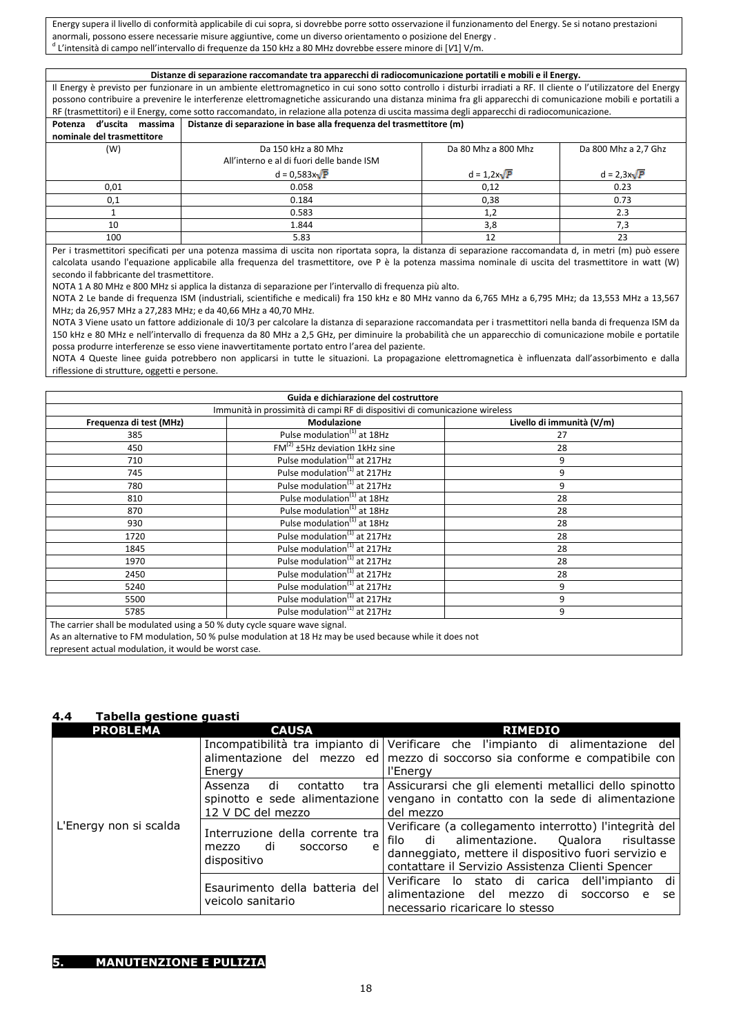Energy supera il livello di conformità applicabile di cui sopra, si dovrebbe porre sotto osservazione il funzionamento del Energy. Se si notano prestazioni anormali, possono essere necessarie misure aggiuntive, come un diverso orientamento o posizione del Energy .
[d] L'intensità di campo nell'intervallo di frequenze da 150 kHz a 80 MHz dovrebbe essere minore di [$V1$] V/m.

| Distanze di separazione raccomandate tra apparecchi di radiocomunicazione portatili e mobili e il Energy. | | | |
|---|---|---|---|
| Il Energy è previsto per funzionare in un ambiente elettromagnetico in cui sono sotto controllo i disturbi irradiati a RF. Il cliente o l'utilizzatore del Energy possono contribuire a prevenire le interferenze elettromagnetiche assicurando una distanza minima fra gli apparecchi di comunicazione mobili e portatili a RF (trasmettitori) e il Energy, come sotto raccomandato, in relazione alla potenza di uscita massima degli apparecchi di radiocomunicazione. | | | |
| Potenza d'uscita massima nominale del trasmettitore | Distanze di separazione in base alla frequenza del trasmettitore (m) | | |
| (W) | Da 150 kHz a 80 Mhz All'interno e al di fuori delle bande ISM $d = 0{,}583 \times \sqrt{P}$ | Da 80 Mhz a 800 Mhz $d = 1{,}2 \times \sqrt{P}$ | Da 800 Mhz a 2,7 Ghz $d = 2{,}3 \times \sqrt{P}$ |
| 0,01 | 0.058 | 0,12 | 0.23 |
| 0,1 | 0.184 | 0,38 | 0.73 |
| 1 | 0.583 | 1,2 | 2.3 |
| 10 | 1.844 | 3,8 | 7,3 |
| 100 | 5.83 | 12 | 23 |

Per i trasmettitori specificati per una potenza massima di uscita non riportata sopra, la distanza di separazione raccomandata d, in metri (m) può essere calcolata usando l'equazione applicabile alla frequenza del trasmettitore, ove P è la potenza massima nominale di uscita del trasmettitore in watt (W) secondo il fabbricante del trasmettitore.

NOTA 1 A 80 MHz e 800 MHz si applica la distanza di separazione per l'intervallo di frequenza più alto.

NOTA 2 Le bande di frequenza ISM (industriali, scientifiche e medicali) fra 150 kHz e 80 MHz vanno da 6,765 MHz a 6,795 MHz; da 13,553 MHz a 13,567 MHz; da 26,957 MHz a 27,283 MHz; e da 40,66 MHz a 40,70 MHz.

NOTA 3 Viene usato un fattore addizionale di 10/3 per calcolare la distanza di separazione raccomandata per i trasmettitori nella banda di frequenza ISM da 150 kHz e 80 MHz e nell'intervallo di frequenza da 80 MHz a 2,5 GHz, per diminuire la probabilità che un apparecchio di comunicazione mobile e portatile possa produrre interferenze se esso viene inavvertitamente portato entro l'area del paziente.

NOTA 4 Queste linee guida potrebbero non applicarsi in tutte le situazioni. La propagazione elettromagnetica è influenzata dall'assorbimento e dalla riflessione di strutture, oggetti e persone.

| Guida e dichiarazione del costruttore | | |
|---|---|---|
| Immunità in prossimità di campi RF di dispositivi di comunicazione wireless | | |
| Frequenza di test (MHz) | Modulazione | Livello di immunità (V/m) |
| 385 | Pulse modulation[1] at 18Hz | 27 |
| 450 | FM[2] ±5Hz deviation 1kHz sine | 28 |
| 710 | Pulse modulation[1] at 217Hz | 9 |
| 745 | Pulse modulation[1] at 217Hz | 9 |
| 780 | Pulse modulation[1] at 217Hz | 9 |
| 810 | Pulse modulation[1] at 18Hz | 28 |
| 870 | Pulse modulation[1] at 18Hz | 28 |
| 930 | Pulse modulation[1] at 18Hz | 28 |
| 1720 | Pulse modulation[1] at 217Hz | 28 |
| 1845 | Pulse modulation[1] at 217Hz | 28 |
| 1970 | Pulse modulation[1] at 217Hz | 28 |
| 2450 | Pulse modulation[1] at 217Hz | 28 |
| 5240 | Pulse modulation[1] at 217Hz | 9 |
| 5500 | Pulse modulation[1] at 217Hz | 9 |
| 5785 | Pulse modulation[1] at 217Hz | 9 |

The carrier shall be modulated using a 50 % duty cycle square wave signal.
As an alternative to FM modulation, 50 % pulse modulation at 18 Hz may be used because while it does not represent actual modulation, it would be worst case.

## 4.4 Tabella gestione guasti

| PROBLEMA | CAUSA | RIMEDIO |
|---|---|---|
| L'Energy non si scalda | Incompatibilità tra impianto di alimentazione del mezzo ed Energy | Verificare che l'impianto di alimentazione del mezzo di soccorso sia conforme e compatibile con l'Energy |
| | Assenza di contatto tra spinotto e sede alimentazione 12 V DC del mezzo | Assicurarsi che gli elementi metallici dello spinotto vengano in contatto con la sede di alimentazione del mezzo |
| | Interruzione della corrente tra mezzo di soccorso e dispositivo | Verificare (a collegamento interrotto) l'integrità del filo di alimentazione. Qualora risultasse danneggiato, mettere il dispositivo fuori servizio e contattare il Servizio Assistenza Clienti Spencer |
| | Esaurimento della batteria del veicolo sanitario | Verificare lo stato di carica dell'impianto di alimentazione del mezzo di soccorso e se necessario ricaricare lo stesso |

# 5. MANUTENZIONE E PULIZIA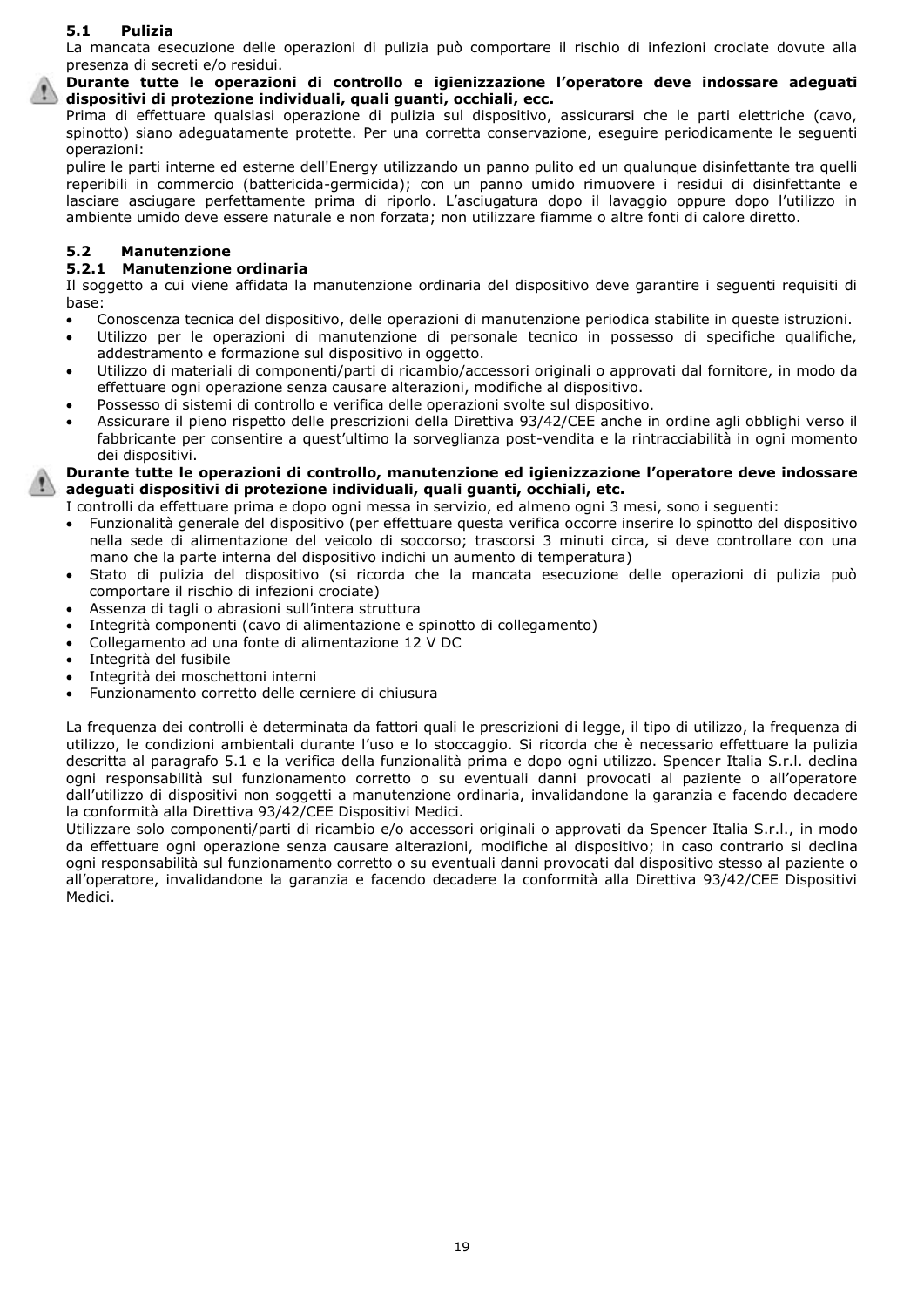### 5.1 Pulizia

La mancata esecuzione delle operazioni di pulizia può comportare il rischio di infezioni crociate dovute alla presenza di secreti e/o residui.

**Durante tutte le operazioni di controllo e igienizzazione l'operatore deve indossare adeguati dispositivi di protezione individuali, quali guanti, occhiali, ecc.**

Prima di effettuare qualsiasi operazione di pulizia sul dispositivo, assicurarsi che le parti elettriche (cavo, spinotto) siano adeguatamente protette. Per una corretta conservazione, eseguire periodicamente le seguenti operazioni:

pulire le parti interne ed esterne dell'Energy utilizzando un panno pulito ed un qualunque disinfettante tra quelli reperibili in commercio (battericida-germicida); con un panno umido rimuovere i residui di disinfettante e lasciare asciugare perfettamente prima di riporlo. L'asciugatura dopo il lavaggio oppure dopo l'utilizzo in ambiente umido deve essere naturale e non forzata; non utilizzare fiamme o altre fonti di calore diretto.

### 5.2 Manutenzione

#### 5.2.1 Manutenzione ordinaria

Il soggetto a cui viene affidata la manutenzione ordinaria del dispositivo deve garantire i seguenti requisiti di base:

- Conoscenza tecnica del dispositivo, delle operazioni di manutenzione periodica stabilite in queste istruzioni.
- Utilizzo per le operazioni di manutenzione di personale tecnico in possesso di specifiche qualifiche, addestramento e formazione sul dispositivo in oggetto.
- Utilizzo di materiali di componenti/parti di ricambio/accessori originali o approvati dal fornitore, in modo da effettuare ogni operazione senza causare alterazioni, modifiche al dispositivo.
- Possesso di sistemi di controllo e verifica delle operazioni svolte sul dispositivo.
- Assicurare il pieno rispetto delle prescrizioni della Direttiva 93/42/CEE anche in ordine agli obblighi verso il fabbricante per consentire a quest'ultimo la sorveglianza post-vendita e la rintracciabilità in ogni momento dei dispositivi.

**Durante tutte le operazioni di controllo, manutenzione ed igienizzazione l'operatore deve indossare adeguati dispositivi di protezione individuali, quali guanti, occhiali, etc.**

I controlli da effettuare prima e dopo ogni messa in servizio, ed almeno ogni 3 mesi, sono i seguenti:

- Funzionalità generale del dispositivo (per effettuare questa verifica occorre inserire lo spinotto del dispositivo nella sede di alimentazione del veicolo di soccorso; trascorsi 3 minuti circa, si deve controllare con una mano che la parte interna del dispositivo indichi un aumento di temperatura)
- Stato di pulizia del dispositivo (si ricorda che la mancata esecuzione delle operazioni di pulizia può comportare il rischio di infezioni crociate)
- Assenza di tagli o abrasioni sull'intera struttura
- Integrità componenti (cavo di alimentazione e spinotto di collegamento)
- Collegamento ad una fonte di alimentazione 12 V DC
- Integrità del fusibile
- Integrità dei moschettoni interni
- Funzionamento corretto delle cerniere di chiusura

La frequenza dei controlli è determinata da fattori quali le prescrizioni di legge, il tipo di utilizzo, la frequenza di utilizzo, le condizioni ambientali durante l'uso e lo stoccaggio. Si ricorda che è necessario effettuare la pulizia descritta al paragrafo 5.1 e la verifica della funzionalità prima e dopo ogni utilizzo. Spencer Italia S.r.l. declina ogni responsabilità sul funzionamento corretto o su eventuali danni provocati al paziente o all'operatore dall'utilizzo di dispositivi non soggetti a manutenzione ordinaria, invalidandone la garanzia e facendo decadere la conformità alla Direttiva 93/42/CEE Dispositivi Medici.

Utilizzare solo componenti/parti di ricambio e/o accessori originali o approvati da Spencer Italia S.r.l., in modo da effettuare ogni operazione senza causare alterazioni, modifiche al dispositivo; in caso contrario si declina ogni responsabilità sul funzionamento corretto o su eventuali danni provocati dal dispositivo stesso al paziente o all'operatore, invalidandone la garanzia e facendo decadere la conformità alla Direttiva 93/42/CEE Dispositivi Medici.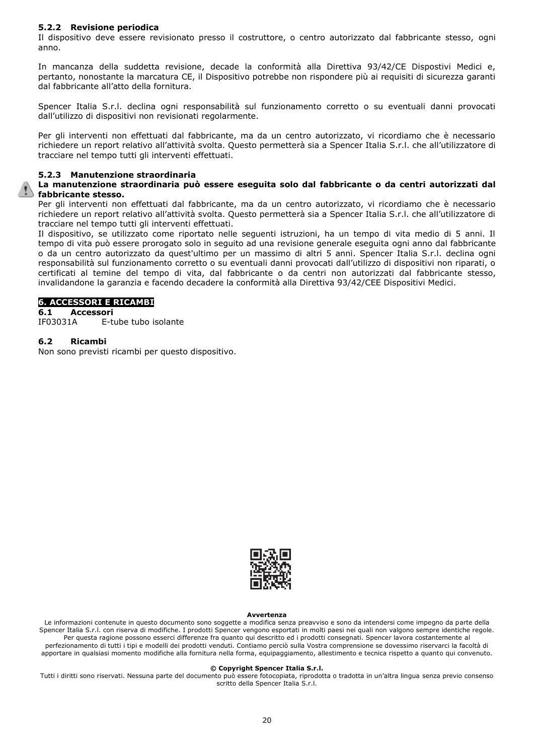### 5.2.2 Revisione periodica

Il dispositivo deve essere revisionato presso il costruttore, o centro autorizzato dal fabbricante stesso, ogni anno.

In mancanza della suddetta revisione, decade la conformità alla Direttiva 93/42/CE Dispostivi Medici e, pertanto, nonostante la marcatura CE, il Dispositivo potrebbe non rispondere più ai requisiti di sicurezza garanti dal fabbricante all'atto della fornitura.

Spencer Italia S.r.l. declina ogni responsabilità sul funzionamento corretto o su eventuali danni provocati dall'utilizzo di dispositivi non revisionati regolarmente.

Per gli interventi non effettuati dal fabbricante, ma da un centro autorizzato, vi ricordiamo che è necessario richiedere un report relativo all'attività svolta. Questo permetterà sia a Spencer Italia S.r.l. che all'utilizzatore di tracciare nel tempo tutti gli interventi effettuati.

### 5.2.3 Manutenzione straordinaria

**La manutenzione straordinaria può essere eseguita solo dal fabbricante o da centri autorizzati dal fabbricante stesso.**

Per gli interventi non effettuati dal fabbricante, ma da un centro autorizzato, vi ricordiamo che è necessario richiedere un report relativo all'attività svolta. Questo permetterà sia a Spencer Italia S.r.l. che all'utilizzatore di tracciare nel tempo tutti gli interventi effettuati.

Il dispositivo, se utilizzato come riportato nelle seguenti istruzioni, ha un tempo di vita medio di 5 anni. Il tempo di vita può essere prorogato solo in seguito ad una revisione generale eseguita ogni anno dal fabbricante o da un centro autorizzato da quest'ultimo per un massimo di altri 5 anni. Spencer Italia S.r.l. declina ogni responsabilità sul funzionamento corretto o su eventuali danni provocati dall'utilizzo di dispositivi non riparati, o certificati al temine del tempo di vita, dal fabbricante o da centri non autorizzati dal fabbricante stesso, invalidandone la garanzia e facendo decadere la conformità alla Direttiva 93/42/CEE Dispositivi Medici.

## 6. ACCESSORI E RICAMBI

### 6.1 Accessori

IF03031A E-tube tubo isolante

### 6.2 Ricambi

Non sono previsti ricambi per questo dispositivo.

**Avvertenza**

Le informazioni contenute in questo documento sono soggette a modifica senza preavviso e sono da intendersi come impegno da parte della Spencer Italia S.r.l. con riserva di modifiche. I prodotti Spencer vengono esportati in molti paesi nei quali non valgono sempre identiche regole. Per questa ragione possono esserci differenze fra quanto qui descritto ed i prodotti consegnati. Spencer lavora costantemente al perfezionamento di tutti i tipi e modelli dei prodotti venduti. Contiamo perciò sulla Vostra comprensione se dovessimo riservarci la facoltà di apportare in qualsiasi momento modifiche alla fornitura nella forma, equipaggiamento, allestimento e tecnica rispetto a quanto qui convenuto.

**© Copyright Spencer Italia S.r.l.**

Tutti i diritti sono riservati. Nessuna parte del documento può essere fotocopiata, riprodotta o tradotta in un'altra lingua senza previo consenso scritto della Spencer Italia S.r.l.